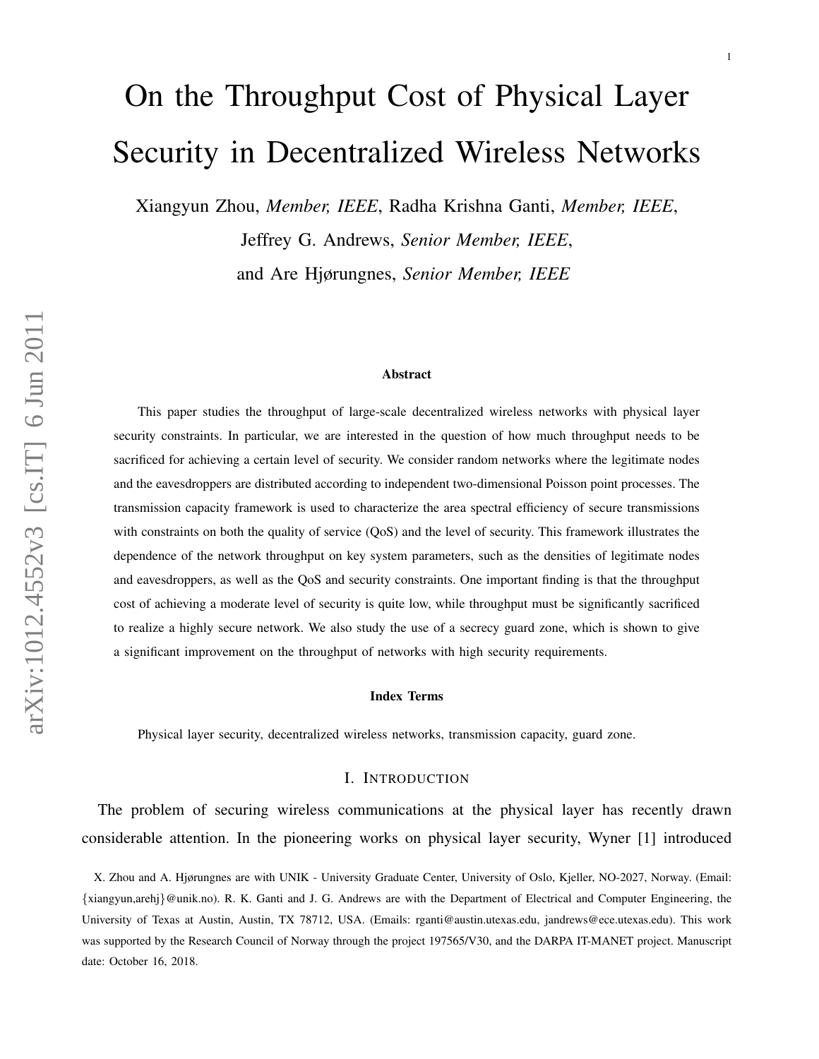# On the Throughput Cost of Physical Layer Security in Decentralized Wireless Networks

Xiangyun Zhou, *Member, IEEE*, Radha Krishna Ganti, *Member, IEEE*, Jeffrey G. Andrews, *Senior Member, IEEE*, and Are Hjørungnes, *Senior Member, IEEE*

arXiv:1012.4552v3 [cs.IT] 6 Jun 2011

### Abstract

This paper studies the throughput of large-scale decentralized wireless networks with physical layer security constraints. In particular, we are interested in the question of how much throughput needs to be sacrificed for achieving a certain level of security. We consider random networks where the legitimate nodes and the eavesdroppers are distributed according to independent two-dimensional Poisson point processes. The transmission capacity framework is used to characterize the area spectral efficiency of secure transmissions with constraints on both the quality of service (QoS) and the level of security. This framework illustrates the dependence of the network throughput on key system parameters, such as the densities of legitimate nodes and eavesdroppers, as well as the QoS and security constraints. One important finding is that the throughput cost of achieving a moderate level of security is quite low, while throughput must be significantly sacrificed to realize a highly secure network. We also study the use of a secrecy guard zone, which is shown to give a significant improvement on the throughput of networks with high security requirements.

### Index Terms

Physical layer security, decentralized wireless networks, transmission capacity, guard zone.

## I. Introduction

The problem of securing wireless communications at the physical layer has recently drawn considerable attention. In the pioneering works on physical layer security, Wyner [1] introduced

X. Zhou and A. Hjørungnes are with UNIK - University Graduate Center, University of Oslo, Kjeller, NO-2027, Norway. (Email: {xiangyun,arehj}@unik.no). R. K. Ganti and J. G. Andrews are with the Department of Electrical and Computer Engineering, the University of Texas at Austin, Austin, TX 78712, USA. (Emails: rganti@austin.utexas.edu, jandrews@ece.utexas.edu). This work was supported by the Research Council of Norway through the project 197565/V30, and the DARPA IT-MANET project. Manuscript date: October 16, 2018.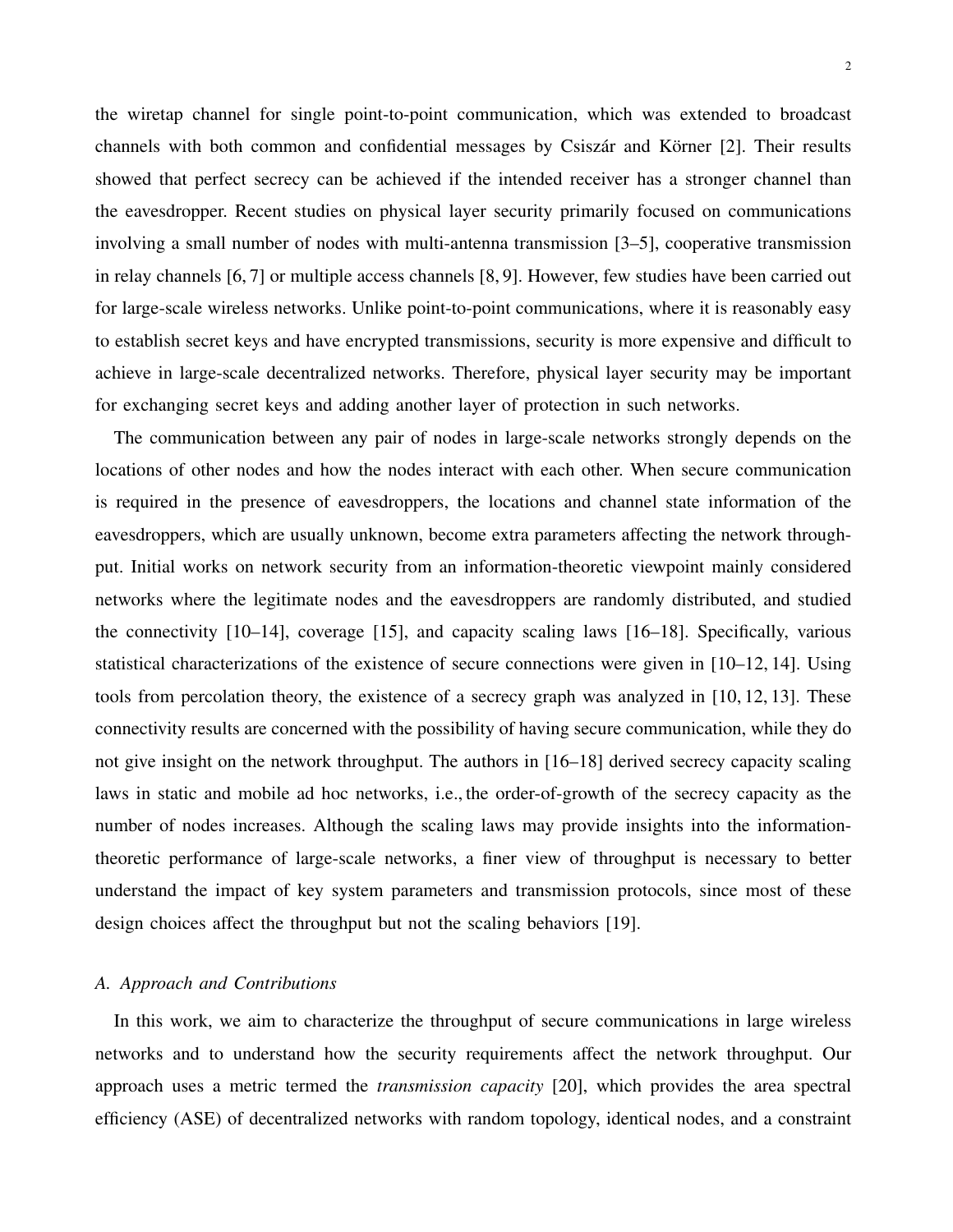the wiretap channel for single point-to-point communication, which was extended to broadcast channels with both common and confidential messages by Csiszár and Körner [2]. Their results showed that perfect secrecy can be achieved if the intended receiver has a stronger channel than the eavesdropper. Recent studies on physical layer security primarily focused on communications involving a small number of nodes with multi-antenna transmission [3–5], cooperative transmission in relay channels [6, 7] or multiple access channels [8, 9]. However, few studies have been carried out for large-scale wireless networks. Unlike point-to-point communications, where it is reasonably easy to establish secret keys and have encrypted transmissions, security is more expensive and difficult to achieve in large-scale decentralized networks. Therefore, physical layer security may be important for exchanging secret keys and adding another layer of protection in such networks.

The communication between any pair of nodes in large-scale networks strongly depends on the locations of other nodes and how the nodes interact with each other. When secure communication is required in the presence of eavesdroppers, the locations and channel state information of the eavesdroppers, which are usually unknown, become extra parameters affecting the network throughput. Initial works on network security from an information-theoretic viewpoint mainly considered networks where the legitimate nodes and the eavesdroppers are randomly distributed, and studied the connectivity [10–14], coverage [15], and capacity scaling laws [16–18]. Specifically, various statistical characterizations of the existence of secure connections were given in [10–12, 14]. Using tools from percolation theory, the existence of a secrecy graph was analyzed in [10, 12, 13]. These connectivity results are concerned with the possibility of having secure communication, while they do not give insight on the network throughput. The authors in [16–18] derived secrecy capacity scaling laws in static and mobile ad hoc networks, i.e., the order-of-growth of the secrecy capacity as the number of nodes increases. Although the scaling laws may provide insights into the information-theoretic performance of large-scale networks, a finer view of throughput is necessary to better understand the impact of key system parameters and transmission protocols, since most of these design choices affect the throughput but not the scaling behaviors [19].

### *A. Approach and Contributions*

In this work, we aim to characterize the throughput of secure communications in large wireless networks and to understand how the security requirements affect the network throughput. Our approach uses a metric termed the *transmission capacity* [20], which provides the area spectral efficiency (ASE) of decentralized networks with random topology, identical nodes, and a constraint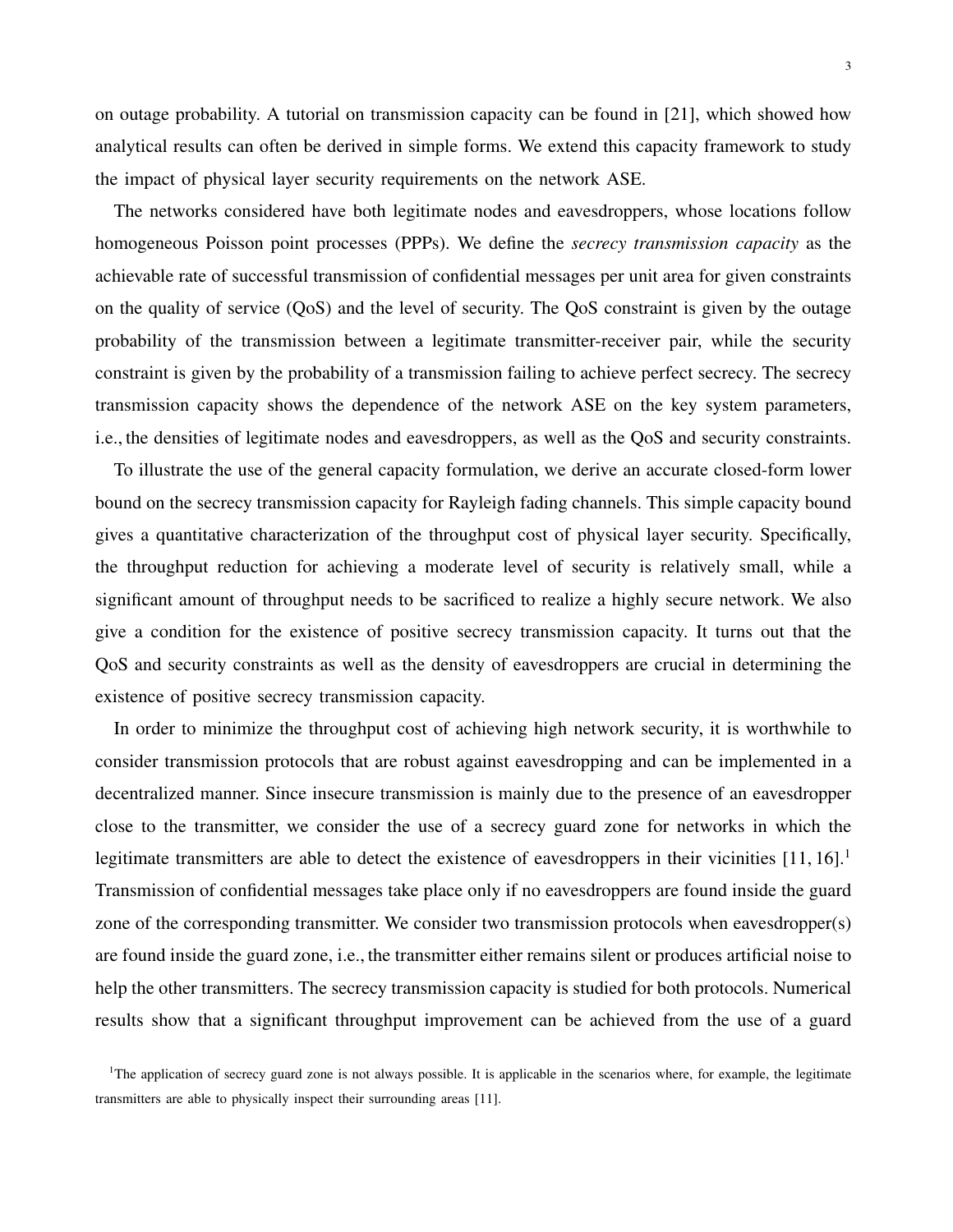on outage probability. A tutorial on transmission capacity can be found in [21], which showed how analytical results can often be derived in simple forms. We extend this capacity framework to study the impact of physical layer security requirements on the network ASE.

The networks considered have both legitimate nodes and eavesdroppers, whose locations follow homogeneous Poisson point processes (PPPs). We define the *secrecy transmission capacity* as the achievable rate of successful transmission of confidential messages per unit area for given constraints on the quality of service (QoS) and the level of security. The QoS constraint is given by the outage probability of the transmission between a legitimate transmitter-receiver pair, while the security constraint is given by the probability of a transmission failing to achieve perfect secrecy. The secrecy transmission capacity shows the dependence of the network ASE on the key system parameters, i.e., the densities of legitimate nodes and eavesdroppers, as well as the QoS and security constraints.

To illustrate the use of the general capacity formulation, we derive an accurate closed-form lower bound on the secrecy transmission capacity for Rayleigh fading channels. This simple capacity bound gives a quantitative characterization of the throughput cost of physical layer security. Specifically, the throughput reduction for achieving a moderate level of security is relatively small, while a significant amount of throughput needs to be sacrificed to realize a highly secure network. We also give a condition for the existence of positive secrecy transmission capacity. It turns out that the QoS and security constraints as well as the density of eavesdroppers are crucial in determining the existence of positive secrecy transmission capacity.

In order to minimize the throughput cost of achieving high network security, it is worthwhile to consider transmission protocols that are robust against eavesdropping and can be implemented in a decentralized manner. Since insecure transmission is mainly due to the presence of an eavesdropper close to the transmitter, we consider the use of a secrecy guard zone for networks in which the legitimate transmitters are able to detect the existence of eavesdroppers in their vicinities [11, 16].[1] Transmission of confidential messages take place only if no eavesdroppers are found inside the guard zone of the corresponding transmitter. We consider two transmission protocols when eavesdropper(s) are found inside the guard zone, i.e., the transmitter either remains silent or produces artificial noise to help the other transmitters. The secrecy transmission capacity is studied for both protocols. Numerical results show that a significant throughput improvement can be achieved from the use of a guard

[1]The application of secrecy guard zone is not always possible. It is applicable in the scenarios where, for example, the legitimate transmitters are able to physically inspect their surrounding areas [11].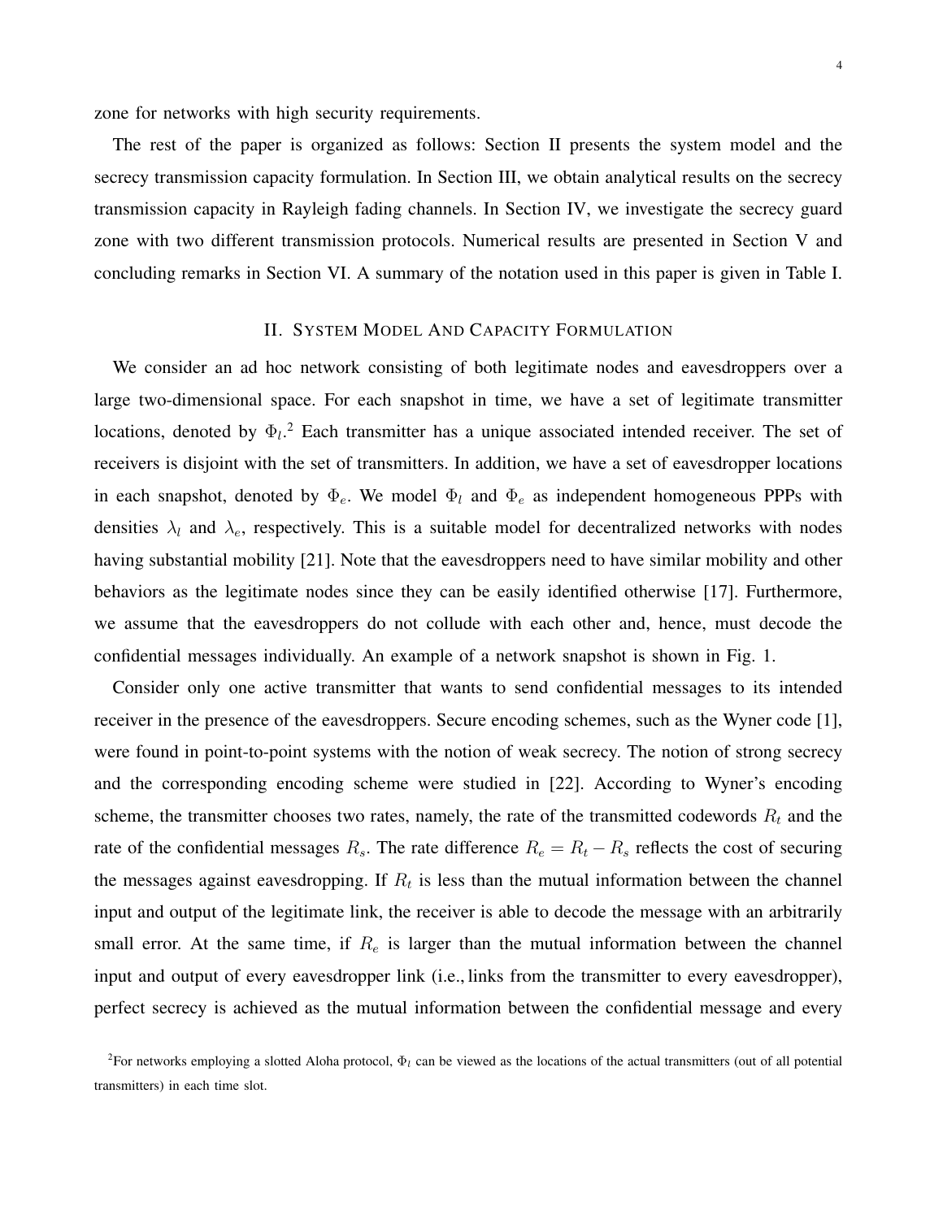zone for networks with high security requirements.

The rest of the paper is organized as follows: Section II presents the system model and the secrecy transmission capacity formulation. In Section III, we obtain analytical results on the secrecy transmission capacity in Rayleigh fading channels. In Section IV, we investigate the secrecy guard zone with two different transmission protocols. Numerical results are presented in Section V and concluding remarks in Section VI. A summary of the notation used in this paper is given in Table I.

## II. System Model And Capacity Formulation

We consider an ad hoc network consisting of both legitimate nodes and eavesdroppers over a large two-dimensional space. For each snapshot in time, we have a set of legitimate transmitter locations, denoted by $\Phi_l$.[2] Each transmitter has a unique associated intended receiver. The set of receivers is disjoint with the set of transmitters. In addition, we have a set of eavesdropper locations in each snapshot, denoted by $\Phi_e$. We model $\Phi_l$ and $\Phi_e$ as independent homogeneous PPPs with densities $\lambda_l$ and $\lambda_e$, respectively. This is a suitable model for decentralized networks with nodes having substantial mobility [21]. Note that the eavesdroppers need to have similar mobility and other behaviors as the legitimate nodes since they can be easily identified otherwise [17]. Furthermore, we assume that the eavesdroppers do not collude with each other and, hence, must decode the confidential messages individually. An example of a network snapshot is shown in Fig. 1.

Consider only one active transmitter that wants to send confidential messages to its intended receiver in the presence of the eavesdroppers. Secure encoding schemes, such as the Wyner code [1], were found in point-to-point systems with the notion of weak secrecy. The notion of strong secrecy and the corresponding encoding scheme were studied in [22]. According to Wyner's encoding scheme, the transmitter chooses two rates, namely, the rate of the transmitted codewords $R_t$ and the rate of the confidential messages $R_s$. The rate difference $R_e = R_t - R_s$ reflects the cost of securing the messages against eavesdropping. If $R_t$ is less than the mutual information between the channel input and output of the legitimate link, the receiver is able to decode the message with an arbitrarily small error. At the same time, if $R_e$ is larger than the mutual information between the channel input and output of every eavesdropper link (i.e., links from the transmitter to every eavesdropper), perfect secrecy is achieved as the mutual information between the confidential message and every

[2] For networks employing a slotted Aloha protocol, $\Phi_l$ can be viewed as the locations of the actual transmitters (out of all potential transmitters) in each time slot.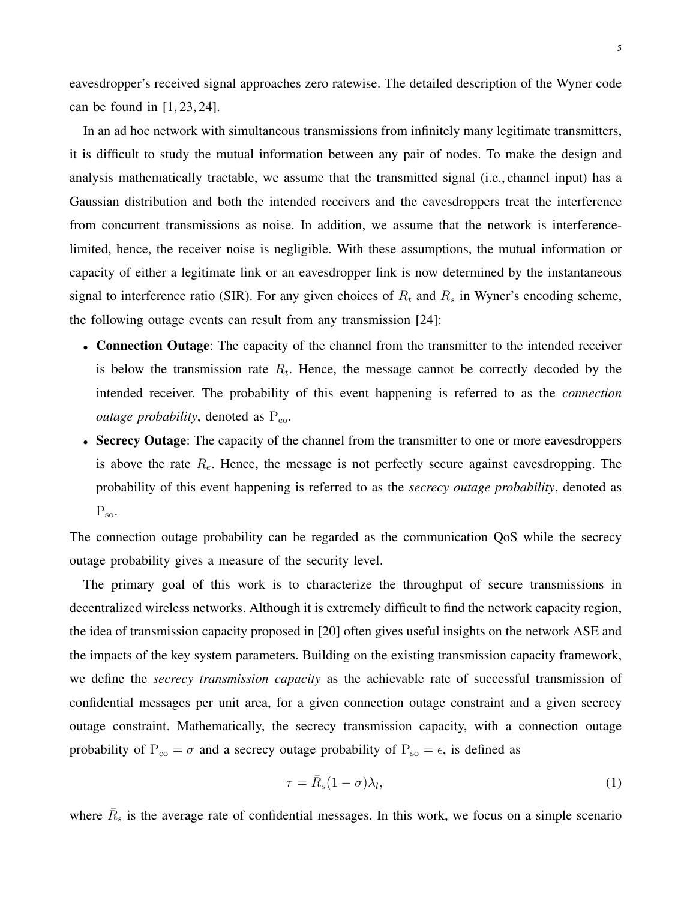eavesdropper's received signal approaches zero ratewise. The detailed description of the Wyner code can be found in [1, 23, 24].

In an ad hoc network with simultaneous transmissions from infinitely many legitimate transmitters, it is difficult to study the mutual information between any pair of nodes. To make the design and analysis mathematically tractable, we assume that the transmitted signal (i.e., channel input) has a Gaussian distribution and both the intended receivers and the eavesdroppers treat the interference from concurrent transmissions as noise. In addition, we assume that the network is interference-limited, hence, the receiver noise is negligible. With these assumptions, the mutual information or capacity of either a legitimate link or an eavesdropper link is now determined by the instantaneous signal to interference ratio (SIR). For any given choices of $R_t$ and $R_s$ in Wyner's encoding scheme, the following outage events can result from any transmission [24]:

- **Connection Outage**: The capacity of the channel from the transmitter to the intended receiver is below the transmission rate $R_t$. Hence, the message cannot be correctly decoded by the intended receiver. The probability of this event happening is referred to as the *connection outage probability*, denoted as $\mathrm{P}_{\mathrm{co}}$.
- **Secrecy Outage**: The capacity of the channel from the transmitter to one or more eavesdroppers is above the rate $R_e$. Hence, the message is not perfectly secure against eavesdropping. The probability of this event happening is referred to as the *secrecy outage probability*, denoted as $\mathrm{P}_{\mathrm{so}}$.

The connection outage probability can be regarded as the communication QoS while the secrecy outage probability gives a measure of the security level.

The primary goal of this work is to characterize the throughput of secure transmissions in decentralized wireless networks. Although it is extremely difficult to find the network capacity region, the idea of transmission capacity proposed in [20] often gives useful insights on the network ASE and the impacts of the key system parameters. Building on the existing transmission capacity framework, we define the *secrecy transmission capacity* as the achievable rate of successful transmission of confidential messages per unit area, for a given connection outage constraint and a given secrecy outage constraint. Mathematically, the secrecy transmission capacity, with a connection outage probability of $\mathrm{P}_{\mathrm{co}} = \sigma$ and a secrecy outage probability of $\mathrm{P}_{\mathrm{so}} = \epsilon$, is defined as

$$\tau = \bar{R}_s(1 - \sigma)\lambda_l, \tag{1}$$

where $\bar{R}_s$ is the average rate of confidential messages. In this work, we focus on a simple scenario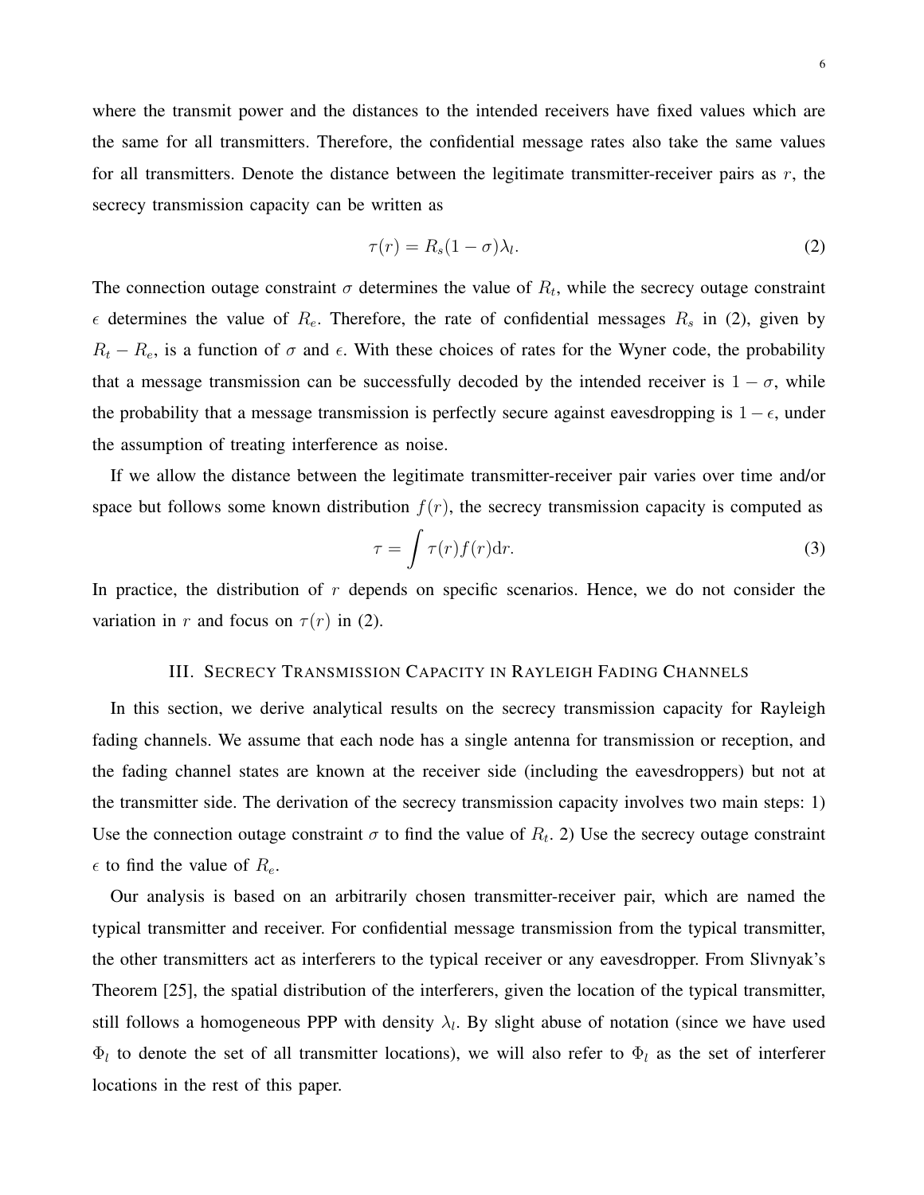where the transmit power and the distances to the intended receivers have fixed values which are the same for all transmitters. Therefore, the confidential message rates also take the same values for all transmitters. Denote the distance between the legitimate transmitter-receiver pairs as $r$, the secrecy transmission capacity can be written as

$$\tau(r) = R_s(1-\sigma)\lambda_l. \tag{2}$$

The connection outage constraint $\sigma$ determines the value of $R_t$, while the secrecy outage constraint $\epsilon$ determines the value of $R_e$. Therefore, the rate of confidential messages $R_s$ in (2), given by $R_t - R_e$, is a function of $\sigma$ and $\epsilon$. With these choices of rates for the Wyner code, the probability that a message transmission can be successfully decoded by the intended receiver is $1-\sigma$, while the probability that a message transmission is perfectly secure against eavesdropping is $1-\epsilon$, under the assumption of treating interference as noise.

If we allow the distance between the legitimate transmitter-receiver pair varies over time and/or space but follows some known distribution $f(r)$, the secrecy transmission capacity is computed as

$$\tau = \int \tau(r) f(r) \mathrm{d}r. \tag{3}$$

In practice, the distribution of $r$ depends on specific scenarios. Hence, we do not consider the variation in $r$ and focus on $\tau(r)$ in (2).

## III. Secrecy Transmission Capacity in Rayleigh Fading Channels

In this section, we derive analytical results on the secrecy transmission capacity for Rayleigh fading channels. We assume that each node has a single antenna for transmission or reception, and the fading channel states are known at the receiver side (including the eavesdroppers) but not at the transmitter side. The derivation of the secrecy transmission capacity involves two main steps: 1) Use the connection outage constraint $\sigma$ to find the value of $R_t$. 2) Use the secrecy outage constraint $\epsilon$ to find the value of $R_e$.

Our analysis is based on an arbitrarily chosen transmitter-receiver pair, which are named the typical transmitter and receiver. For confidential message transmission from the typical transmitter, the other transmitters act as interferers to the typical receiver or any eavesdropper. From Slivnyak's Theorem [25], the spatial distribution of the interferers, given the location of the typical transmitter, still follows a homogeneous PPP with density $\lambda_l$. By slight abuse of notation (since we have used $\Phi_l$ to denote the set of all transmitter locations), we will also refer to $\Phi_l$ as the set of interferer locations in the rest of this paper.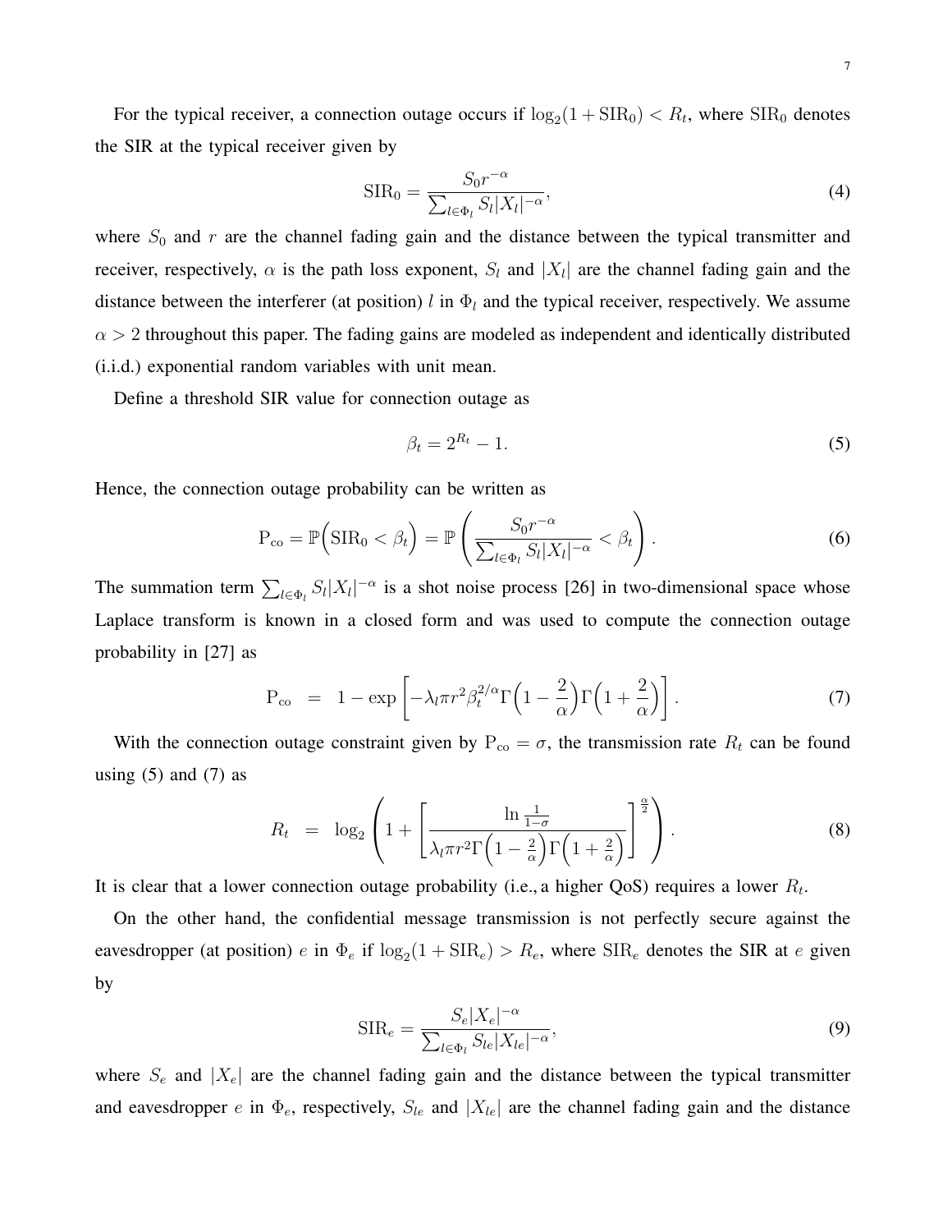For the typical receiver, a connection outage occurs if $\log_2(1+\mathrm{SIR}_0) < R_t$, where $\mathrm{SIR}_0$ denotes the SIR at the typical receiver given by

$$\mathrm{SIR}_0 = \frac{S_0 r^{-\alpha}}{\sum_{l\in\Phi_l} S_l |X_l|^{-\alpha}}, \tag{4}$$

where $S_0$ and $r$ are the channel fading gain and the distance between the typical transmitter and receiver, respectively, $\alpha$ is the path loss exponent, $S_l$ and $|X_l|$ are the channel fading gain and the distance between the interferer (at position) $l$ in $\Phi_l$ and the typical receiver, respectively. We assume $\alpha > 2$ throughout this paper. The fading gains are modeled as independent and identically distributed (i.i.d.) exponential random variables with unit mean.

Define a threshold SIR value for connection outage as

$$\beta_t = 2^{R_t} - 1. \tag{5}$$

Hence, the connection outage probability can be written as

$$\mathrm{P_{co}} = \mathbb{P}\Big(\mathrm{SIR}_0 < \beta_t\Big) = \mathbb{P}\left(\frac{S_0 r^{-\alpha}}{\sum_{l\in\Phi_l} S_l |X_l|^{-\alpha}} < \beta_t\right). \tag{6}$$

The summation term $\sum_{l\in\Phi_l} S_l |X_l|^{-\alpha}$ is a shot noise process [26] in two-dimensional space whose Laplace transform is known in a closed form and was used to compute the connection outage probability in [27] as

$$\mathrm{P_{co}} \;=\; 1 - \exp\left[-\lambda_l \pi r^2 \beta_t^{2/\alpha} \Gamma\Big(1-\frac{2}{\alpha}\Big)\Gamma\Big(1+\frac{2}{\alpha}\Big)\right]. \tag{7}$$

With the connection outage constraint given by $\mathrm{P_{co}} = \sigma$, the transmission rate $R_t$ can be found using (5) and (7) as

$$R_t \;=\; \log_2\left(1 + \left[\frac{\ln\frac{1}{1-\sigma}}{\lambda_l \pi r^2 \Gamma\Big(1-\frac{2}{\alpha}\Big)\Gamma\Big(1+\frac{2}{\alpha}\Big)}\right]^{\frac{\alpha}{2}}\right). \tag{8}$$

It is clear that a lower connection outage probability (i.e., a higher QoS) requires a lower $R_t$.

On the other hand, the confidential message transmission is not perfectly secure against the eavesdropper (at position) $e$ in $\Phi_e$ if $\log_2(1+\mathrm{SIR}_e) > R_e$, where $\mathrm{SIR}_e$ denotes the SIR at $e$ given by

$$\mathrm{SIR}_e = \frac{S_e |X_e|^{-\alpha}}{\sum_{l\in\Phi_l} S_{le} |X_{le}|^{-\alpha}}, \tag{9}$$

where $S_e$ and $|X_e|$ are the channel fading gain and the distance between the typical transmitter and eavesdropper $e$ in $\Phi_e$, respectively, $S_{le}$ and $|X_{le}|$ are the channel fading gain and the distance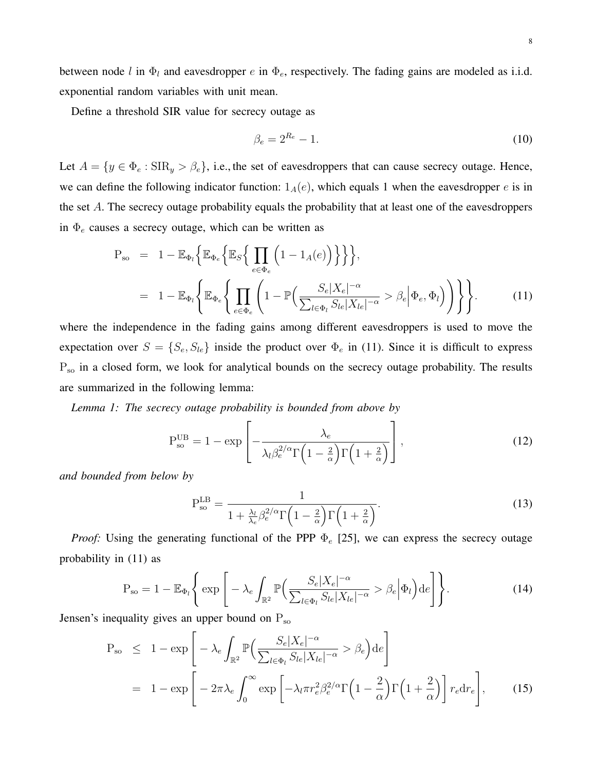between node $l$ in $\Phi_l$ and eavesdropper $e$ in $\Phi_e$, respectively. The fading gains are modeled as i.i.d. exponential random variables with unit mean.

Define a threshold SIR value for secrecy outage as

$$\beta_e = 2^{R_e} - 1. \tag{10}$$

Let $A = \{y \in \Phi_e : \mathrm{SIR}_y > \beta_e\}$, i.e., the set of eavesdroppers that can cause secrecy outage. Hence, we can define the following indicator function: $1_A(e)$, which equals 1 when the eavesdropper $e$ is in the set $A$. The secrecy outage probability equals the probability that at least one of the eavesdroppers in $\Phi_e$ causes a secrecy outage, which can be written as

$$\begin{aligned}
\mathrm{P}_{\mathrm{so}} &= 1 - \mathbb{E}_{\Phi_l}\Big\{\mathbb{E}_{\Phi_e}\Big\{\mathbb{E}_S\Big\{\prod_{e\in\Phi_e}\Big(1 - 1_A(e)\Big)\Big\}\Big\}\Big\}, \\
&= 1 - \mathbb{E}_{\Phi_l}\Bigg\{\mathbb{E}_{\Phi_e}\Bigg\{\prod_{e\in\Phi_e}\Bigg(1 - \mathbb{P}\Big(\frac{S_e|X_e|^{-\alpha}}{\sum_{l\in\Phi_l} S_{le}|X_{le}|^{-\alpha}} > \beta_e\Big|\Phi_e, \Phi_l\Big)\Bigg)\Bigg\}\Bigg\}.
\end{aligned} \tag{11}$$

where the independence in the fading gains among different eavesdroppers is used to move the expectation over $S = \{S_e, S_{le}\}$ inside the product over $\Phi_e$ in (11). Since it is difficult to express $\mathrm{P}_{\mathrm{so}}$ in a closed form, we look for analytical bounds on the secrecy outage probability. The results are summarized in the following lemma:

*Lemma 1: The secrecy outage probability is bounded from above by*

$$\mathrm{P}_{\mathrm{so}}^{\mathrm{UB}} = 1 - \exp\left[-\frac{\lambda_e}{\lambda_l \beta_e^{2/\alpha}\Gamma\Big(1-\frac{2}{\alpha}\Big)\Gamma\Big(1+\frac{2}{\alpha}\Big)}\right], \tag{12}$$

*and bounded from below by*

$$\mathrm{P}_{\mathrm{so}}^{\mathrm{LB}} = \frac{1}{1 + \frac{\lambda_l}{\lambda_e}\beta_e^{2/\alpha}\Gamma\Big(1-\frac{2}{\alpha}\Big)\Gamma\Big(1+\frac{2}{\alpha}\Big)}. \tag{13}$$

*Proof:* Using the generating functional of the PPP $\Phi_e$ [25], we can express the secrecy outage probability in (11) as

$$\mathrm{P}_{\mathrm{so}} = 1 - \mathbb{E}_{\Phi_l}\Bigg\{\exp\Bigg[-\lambda_e\int_{\mathbb{R}^2}\mathbb{P}\Big(\frac{S_e|X_e|^{-\alpha}}{\sum_{l\in\Phi_l} S_{le}|X_{le}|^{-\alpha}} > \beta_e\Big|\Phi_l\Big)\mathrm{d}e\Bigg]\Bigg\}. \tag{14}$$

Jensen's inequality gives an upper bound on $\mathrm{P}_{\mathrm{so}}$

$$\begin{aligned}
\mathrm{P}_{\mathrm{so}} &\le 1 - \exp\Bigg[-\lambda_e\int_{\mathbb{R}^2}\mathbb{P}\Big(\frac{S_e|X_e|^{-\alpha}}{\sum_{l\in\Phi_l} S_{le}|X_{le}|^{-\alpha}} > \beta_e\Big)\mathrm{d}e\Bigg] \\
&= 1 - \exp\Bigg[-2\pi\lambda_e\int_0^\infty \exp\Big[-\lambda_l\pi r_e^2\beta_e^{2/\alpha}\Gamma\Big(1-\frac{2}{\alpha}\Big)\Gamma\Big(1+\frac{2}{\alpha}\Big)\Big]\, r_e\mathrm{d}r_e\Bigg],
\end{aligned} \tag{15}$$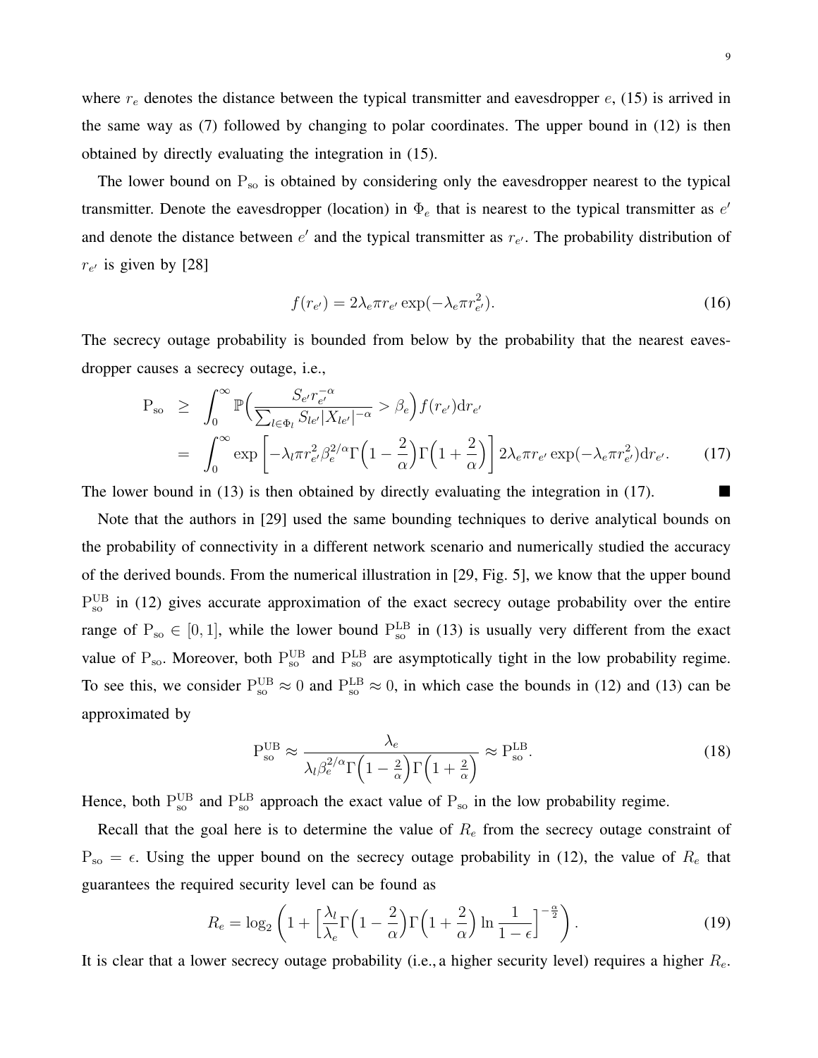where $r_e$ denotes the distance between the typical transmitter and eavesdropper $e$, (15) is arrived in the same way as (7) followed by changing to polar coordinates. The upper bound in (12) is then obtained by directly evaluating the integration in (15).

The lower bound on $\mathrm{P_{so}}$ is obtained by considering only the eavesdropper nearest to the typical transmitter. Denote the eavesdropper (location) in $\Phi_e$ that is nearest to the typical transmitter as $e'$ and denote the distance between $e'$ and the typical transmitter as $r_{e'}$. The probability distribution of $r_{e'}$ is given by [28]

$$f(r_{e'}) = 2\lambda_e \pi r_{e'} \exp(-\lambda_e \pi r_{e'}^2). \tag{16}$$

The secrecy outage probability is bounded from below by the probability that the nearest eavesdropper causes a secrecy outage, i.e.,

$$\begin{aligned}
\mathrm{P_{so}} &\geq \int_0^\infty \mathbb{P}\Big(\frac{S_{e'} r_{e'}^{-\alpha}}{\sum_{l\in\Phi_l} S_{le'}|X_{le'}|^{-\alpha}} > \beta_e\Big) f(r_{e'}) \mathrm{d}r_{e'} \\
&= \int_0^\infty \exp\left[-\lambda_l \pi r_{e'}^2 \beta_e^{2/\alpha} \Gamma\Big(1-\frac{2}{\alpha}\Big)\Gamma\Big(1+\frac{2}{\alpha}\Big)\right] 2\lambda_e \pi r_{e'} \exp(-\lambda_e \pi r_{e'}^2) \mathrm{d}r_{e'}. \qquad (17)
\end{aligned}$$

The lower bound in (13) is then obtained by directly evaluating the integration in (17). ■

Note that the authors in [29] used the same bounding techniques to derive analytical bounds on the probability of connectivity in a different network scenario and numerically studied the accuracy of the derived bounds. From the numerical illustration in [29, Fig. 5], we know that the upper bound $\mathrm{P_{so}^{UB}}$ in (12) gives accurate approximation of the exact secrecy outage probability over the entire range of $\mathrm{P_{so}} \in [0,1]$, while the lower bound $\mathrm{P_{so}^{LB}}$ in (13) is usually very different from the exact value of $\mathrm{P_{so}}$. Moreover, both $\mathrm{P_{so}^{UB}}$ and $\mathrm{P_{so}^{LB}}$ are asymptotically tight in the low probability regime. To see this, we consider $\mathrm{P_{so}^{UB}} \approx 0$ and $\mathrm{P_{so}^{LB}} \approx 0$, in which case the bounds in (12) and (13) can be approximated by

$$\mathrm{P_{so}^{UB}} \approx \frac{\lambda_e}{\lambda_l \beta_e^{2/\alpha} \Gamma\Big(1-\frac{2}{\alpha}\Big)\Gamma\Big(1+\frac{2}{\alpha}\Big)} \approx \mathrm{P_{so}^{LB}}. \tag{18}$$

Hence, both $\mathrm{P_{so}^{UB}}$ and $\mathrm{P_{so}^{LB}}$ approach the exact value of $\mathrm{P_{so}}$ in the low probability regime.

Recall that the goal here is to determine the value of $R_e$ from the secrecy outage constraint of $\mathrm{P_{so}} = \epsilon$. Using the upper bound on the secrecy outage probability in (12), the value of $R_e$ that guarantees the required security level can be found as

$$R_e = \log_2\left(1 + \Big[\frac{\lambda_l}{\lambda_e}\Gamma\Big(1-\frac{2}{\alpha}\Big)\Gamma\Big(1+\frac{2}{\alpha}\Big)\ln\frac{1}{1-\epsilon}\Big]^{-\frac{\alpha}{2}}\right). \tag{19}$$

It is clear that a lower secrecy outage probability (i.e., a higher security level) requires a higher $R_e$.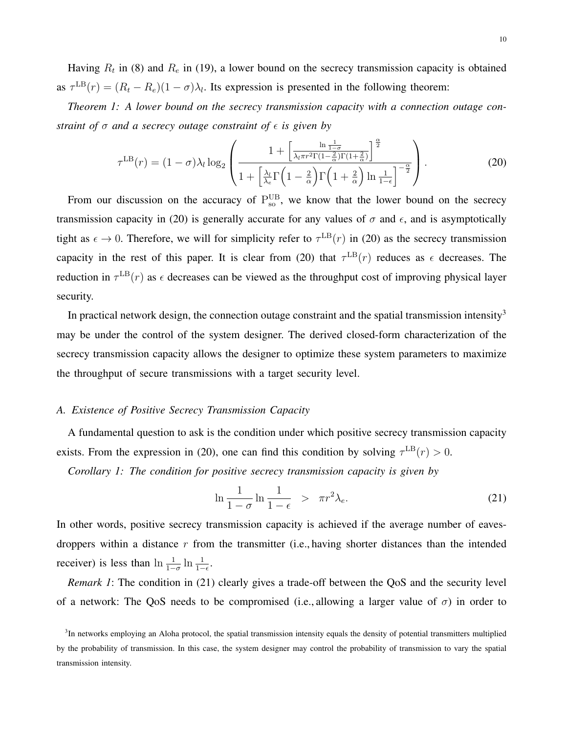Having $R_t$ in (8) and $R_e$ in (19), a lower bound on the secrecy transmission capacity is obtained as $\tau^{\mathrm{LB}}(r) = (R_t - R_e)(1-\sigma)\lambda_l$. Its expression is presented in the following theorem:

*Theorem 1: A lower bound on the secrecy transmission capacity with a connection outage constraint of $\sigma$ and a secrecy outage constraint of $\epsilon$ is given by*

$$\tau^{\mathrm{LB}}(r) = (1-\sigma)\lambda_l \log_2 \left( \frac{1 + \left[\frac{\ln \frac{1}{1-\sigma}}{\lambda_l \pi r^2 \Gamma(1-\frac{2}{\alpha})\Gamma(1+\frac{2}{\alpha})}\right]^{\frac{\alpha}{2}}}{1 + \left[\frac{\lambda_l}{\lambda_e}\Gamma\Big(1-\frac{2}{\alpha}\Big)\Gamma\Big(1+\frac{2}{\alpha}\Big)\ln\frac{1}{1-\epsilon}\right]^{-\frac{\alpha}{2}}} \right). \tag{20}$$

From our discussion on the accuracy of $\mathrm{P}_{\mathrm{so}}^{\mathrm{UB}}$, we know that the lower bound on the secrecy transmission capacity in (20) is generally accurate for any values of $\sigma$ and $\epsilon$, and is asymptotically tight as $\epsilon \to 0$. Therefore, we will for simplicity refer to $\tau^{\mathrm{LB}}(r)$ in (20) as the secrecy transmission capacity in the rest of this paper. It is clear from (20) that $\tau^{\mathrm{LB}}(r)$ reduces as $\epsilon$ decreases. The reduction in $\tau^{\mathrm{LB}}(r)$ as $\epsilon$ decreases can be viewed as the throughput cost of improving physical layer security.

In practical network design, the connection outage constraint and the spatial transmission intensity[3] may be under the control of the system designer. The derived closed-form characterization of the secrecy transmission capacity allows the designer to optimize these system parameters to maximize the throughput of secure transmissions with a target security level.

### A. Existence of Positive Secrecy Transmission Capacity

A fundamental question to ask is the condition under which positive secrecy transmission capacity exists. From the expression in (20), one can find this condition by solving $\tau^{\mathrm{LB}}(r) > 0$.

*Corollary 1: The condition for positive secrecy transmission capacity is given by*

$$\ln\frac{1}{1-\sigma}\ln\frac{1}{1-\epsilon} \;\; > \;\; \pi r^2 \lambda_e. \tag{21}$$

In other words, positive secrecy transmission capacity is achieved if the average number of eavesdroppers within a distance $r$ from the transmitter (i.e., having shorter distances than the intended receiver) is less than $\ln\frac{1}{1-\sigma}\ln\frac{1}{1-\epsilon}$.

*Remark 1*: The condition in (21) clearly gives a trade-off between the QoS and the security level of a network: The QoS needs to be compromised (i.e., allowing a larger value of $\sigma$) in order to

[3]In networks employing an Aloha protocol, the spatial transmission intensity equals the density of potential transmitters multiplied by the probability of transmission. In this case, the system designer may control the probability of transmission to vary the spatial transmission intensity.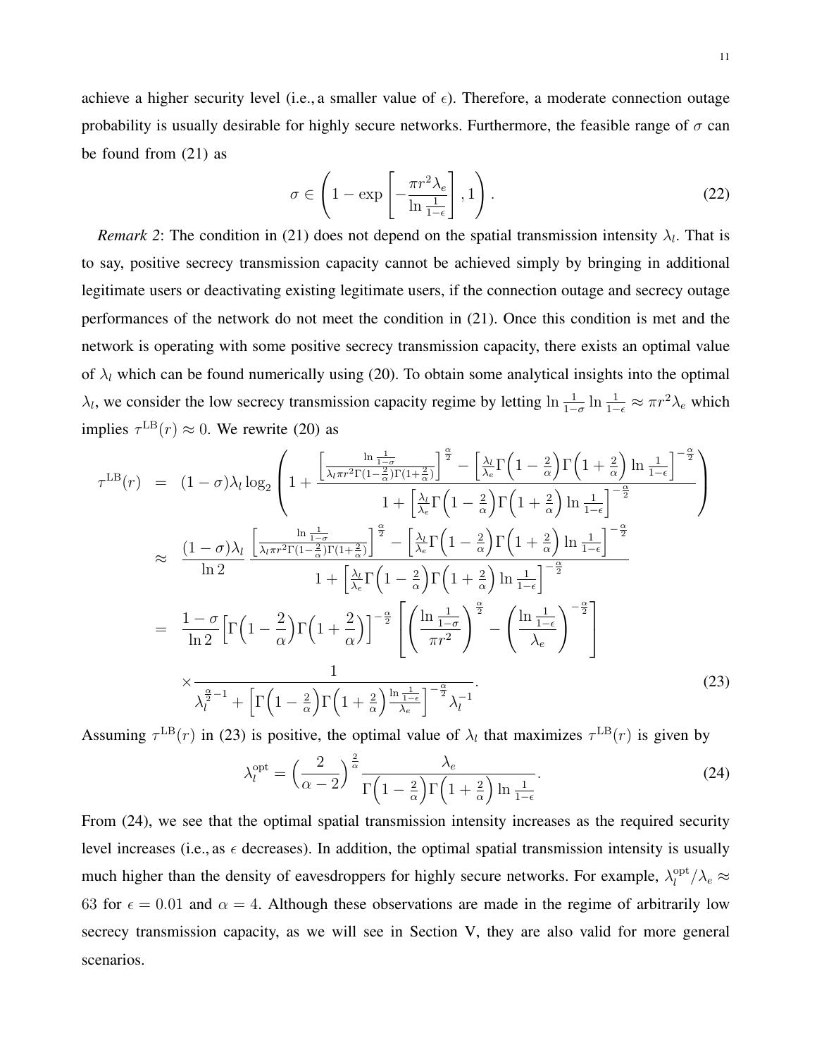achieve a higher security level (i.e., a smaller value of $\epsilon$). Therefore, a moderate connection outage probability is usually desirable for highly secure networks. Furthermore, the feasible range of $\sigma$ can be found from (21) as

$$\sigma \in \left(1 - \exp\left[-\frac{\pi r^2 \lambda_e}{\ln \frac{1}{1-\epsilon}}\right], 1\right). \tag{22}$$

*Remark 2*: The condition in (21) does not depend on the spatial transmission intensity $\lambda_l$. That is to say, positive secrecy transmission capacity cannot be achieved simply by bringing in additional legitimate users or deactivating existing legitimate users, if the connection outage and secrecy outage performances of the network do not meet the condition in (21). Once this condition is met and the network is operating with some positive secrecy transmission capacity, there exists an optimal value of $\lambda_l$ which can be found numerically using (20). To obtain some analytical insights into the optimal $\lambda_l$, we consider the low secrecy transmission capacity regime by letting $\ln \frac{1}{1-\sigma} \ln \frac{1}{1-\epsilon} \approx \pi r^2 \lambda_e$ which implies $\tau^{\mathrm{LB}}(r) \approx 0$. We rewrite (20) as

$$\begin{aligned}
\tau^{\mathrm{LB}}(r) &= (1-\sigma)\lambda_l \log_2\left(1 + \frac{\left[\frac{\ln \frac{1}{1-\sigma}}{\lambda_l \pi r^2 \Gamma(1-\frac{2}{\alpha})\Gamma(1+\frac{2}{\alpha})}\right]^{\frac{\alpha}{2}} - \left[\frac{\lambda_l}{\lambda_e}\Gamma\Big(1-\frac{2}{\alpha}\Big)\Gamma\Big(1+\frac{2}{\alpha}\Big)\ln\frac{1}{1-\epsilon}\right]^{-\frac{\alpha}{2}}}{1 + \left[\frac{\lambda_l}{\lambda_e}\Gamma\Big(1-\frac{2}{\alpha}\Big)\Gamma\Big(1+\frac{2}{\alpha}\Big)\ln\frac{1}{1-\epsilon}\right]^{-\frac{\alpha}{2}}}\right) \\
&\approx \frac{(1-\sigma)\lambda_l}{\ln 2} \frac{\left[\frac{\ln \frac{1}{1-\sigma}}{\lambda_l \pi r^2 \Gamma(1-\frac{2}{\alpha})\Gamma(1+\frac{2}{\alpha})}\right]^{\frac{\alpha}{2}} - \left[\frac{\lambda_l}{\lambda_e}\Gamma\Big(1-\frac{2}{\alpha}\Big)\Gamma\Big(1+\frac{2}{\alpha}\Big)\ln\frac{1}{1-\epsilon}\right]^{-\frac{\alpha}{2}}}{1 + \left[\frac{\lambda_l}{\lambda_e}\Gamma\Big(1-\frac{2}{\alpha}\Big)\Gamma\Big(1+\frac{2}{\alpha}\Big)\ln\frac{1}{1-\epsilon}\right]^{-\frac{\alpha}{2}}} \\
&= \frac{1-\sigma}{\ln 2}\left[\Gamma\Big(1-\frac{2}{\alpha}\Big)\Gamma\Big(1+\frac{2}{\alpha}\Big)\right]^{-\frac{\alpha}{2}} \left[\left(\frac{\ln\frac{1}{1-\sigma}}{\pi r^2}\right)^{\frac{\alpha}{2}} - \left(\frac{\ln\frac{1}{1-\epsilon}}{\lambda_e}\right)^{-\frac{\alpha}{2}}\right] \\
&\quad \times \frac{1}{\lambda_l^{\frac{\alpha}{2}-1} + \left[\Gamma\Big(1-\frac{2}{\alpha}\Big)\Gamma\Big(1+\frac{2}{\alpha}\Big)\frac{\ln\frac{1}{1-\epsilon}}{\lambda_e}\right]^{-\frac{\alpha}{2}}\lambda_l^{-1}}.
\end{aligned} \tag{23}$$

Assuming $\tau^{\mathrm{LB}}(r)$ in (23) is positive, the optimal value of $\lambda_l$ that maximizes $\tau^{\mathrm{LB}}(r)$ is given by

$$\lambda_l^{\mathrm{opt}} = \Big(\frac{2}{\alpha-2}\Big)^{\frac{2}{\alpha}} \frac{\lambda_e}{\Gamma\Big(1-\frac{2}{\alpha}\Big)\Gamma\Big(1+\frac{2}{\alpha}\Big)\ln\frac{1}{1-\epsilon}}. \tag{24}$$

From (24), we see that the optimal spatial transmission intensity increases as the required security level increases (i.e., as $\epsilon$ decreases). In addition, the optimal spatial transmission intensity is usually much higher than the density of eavesdroppers for highly secure networks. For example, $\lambda_l^{\mathrm{opt}}/\lambda_e \approx 63$ for $\epsilon = 0.01$ and $\alpha = 4$. Although these observations are made in the regime of arbitrarily low secrecy transmission capacity, as we will see in Section V, they are also valid for more general scenarios.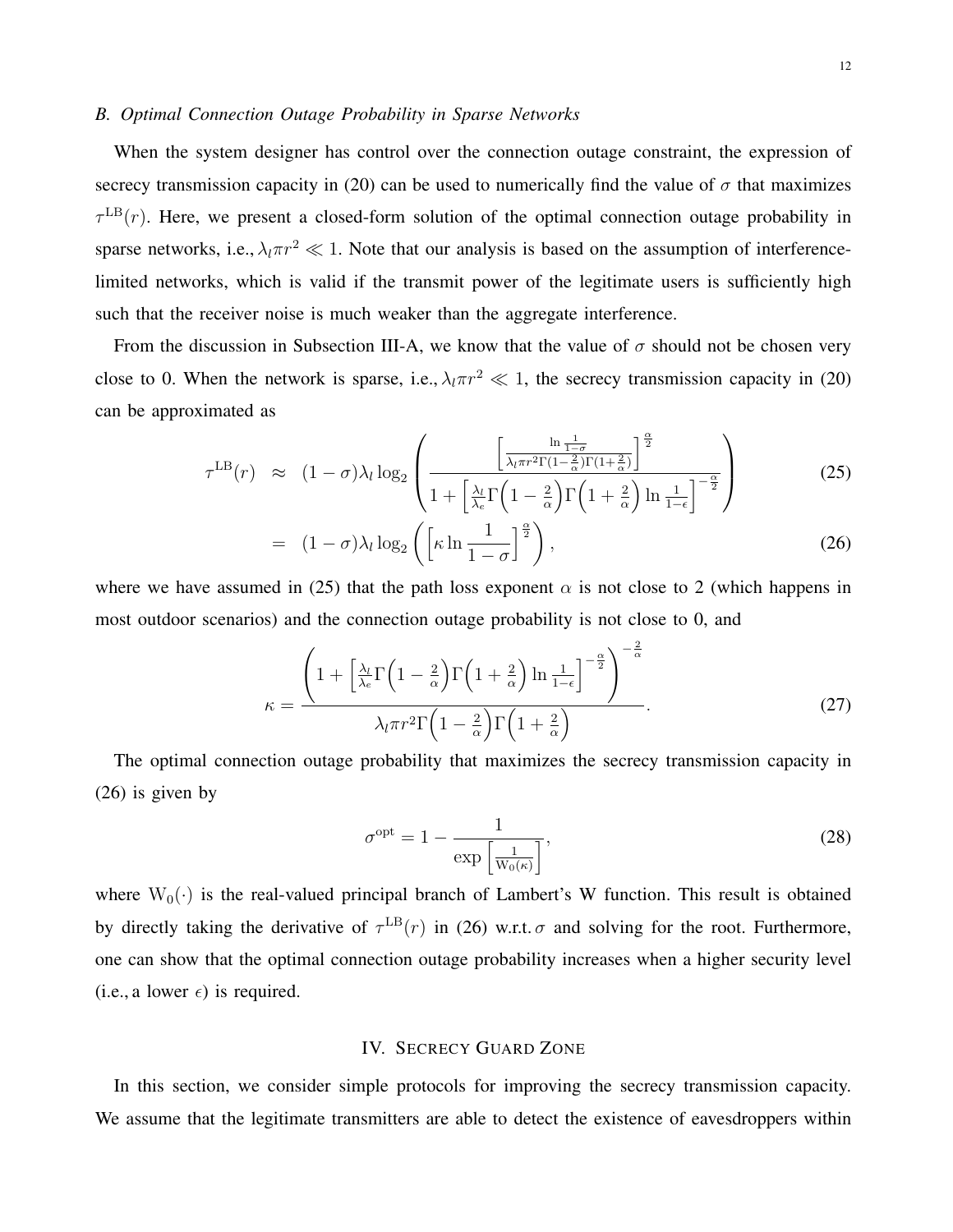### B. Optimal Connection Outage Probability in Sparse Networks

When the system designer has control over the connection outage constraint, the expression of secrecy transmission capacity in (20) can be used to numerically find the value of $\sigma$ that maximizes $\tau^{\text{LB}}(r)$. Here, we present a closed-form solution of the optimal connection outage probability in sparse networks, i.e., $\lambda_l \pi r^2 \ll 1$. Note that our analysis is based on the assumption of interference-limited networks, which is valid if the transmit power of the legitimate users is sufficiently high such that the receiver noise is much weaker than the aggregate interference.

From the discussion in Subsection III-A, we know that the value of $\sigma$ should not be chosen very close to 0. When the network is sparse, i.e., $\lambda_l \pi r^2 \ll 1$, the secrecy transmission capacity in (20) can be approximated as

$$
\begin{aligned}
\tau^{\text{LB}}(r) &\approx (1-\sigma)\lambda_l \log_2 \left( \frac{\left[\frac{\ln \frac{1}{1-\sigma}}{\lambda_l \pi r^2 \Gamma(1-\frac{2}{\alpha})\Gamma(1+\frac{2}{\alpha})}\right]^{\frac{\alpha}{2}}}{1+\left[\frac{\lambda_l}{\lambda_e}\Gamma\Big(1-\frac{2}{\alpha}\Big)\Gamma\Big(1+\frac{2}{\alpha}\Big)\ln\frac{1}{1-\epsilon}\right]^{-\frac{\alpha}{2}}} \right) && (25)\\
&= (1-\sigma)\lambda_l \log_2 \left( \left[\kappa \ln \frac{1}{1-\sigma}\right]^{\frac{\alpha}{2}} \right), && (26)
\end{aligned}
$$

where we have assumed in (25) that the path loss exponent $\alpha$ is not close to 2 (which happens in most outdoor scenarios) and the connection outage probability is not close to 0, and

$$
\kappa = \frac{\left(1+\left[\frac{\lambda_l}{\lambda_e}\Gamma\Big(1-\frac{2}{\alpha}\Big)\Gamma\Big(1+\frac{2}{\alpha}\Big)\ln\frac{1}{1-\epsilon}\right]^{-\frac{\alpha}{2}}\right)^{-\frac{2}{\alpha}}}{\lambda_l \pi r^2 \Gamma\Big(1-\frac{2}{\alpha}\Big)\Gamma\Big(1+\frac{2}{\alpha}\Big)}. \tag{27}
$$

The optimal connection outage probability that maximizes the secrecy transmission capacity in (26) is given by

$$
\sigma^{\text{opt}} = 1 - \frac{1}{\exp\left[\frac{1}{\mathrm{W}_0(\kappa)}\right]}, \tag{28}
$$

where $\mathrm{W}_0(\cdot)$ is the real-valued principal branch of Lambert's W function. This result is obtained by directly taking the derivative of $\tau^{\text{LB}}(r)$ in (26) w.r.t. $\sigma$ and solving for the root. Furthermore, one can show that the optimal connection outage probability increases when a higher security level (i.e., a lower $\epsilon$) is required.

## IV. SECRECY GUARD ZONE

In this section, we consider simple protocols for improving the secrecy transmission capacity. We assume that the legitimate transmitters are able to detect the existence of eavesdroppers within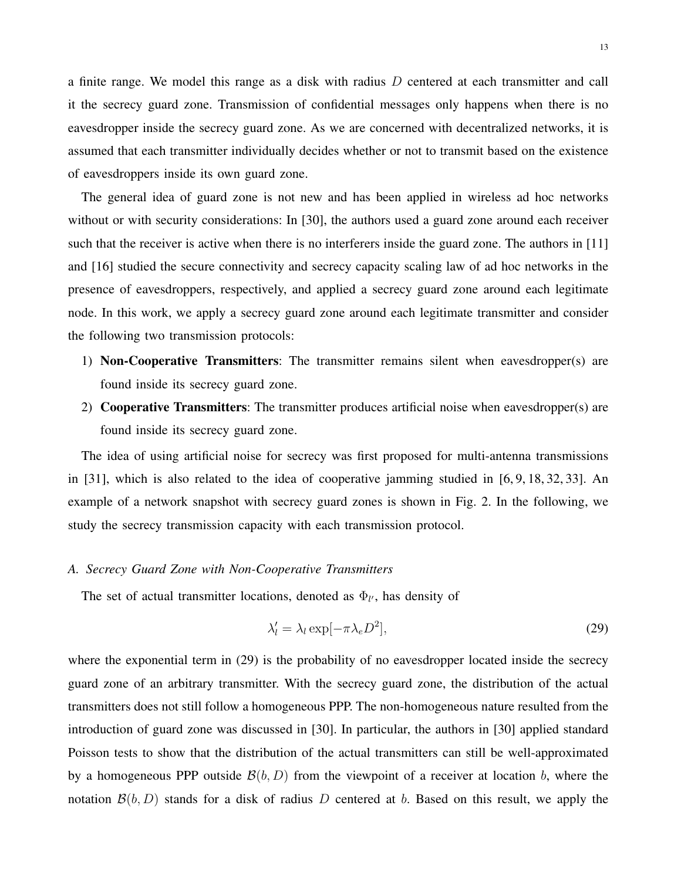a finite range. We model this range as a disk with radius $D$ centered at each transmitter and call it the secrecy guard zone. Transmission of confidential messages only happens when there is no eavesdropper inside the secrecy guard zone. As we are concerned with decentralized networks, it is assumed that each transmitter individually decides whether or not to transmit based on the existence of eavesdroppers inside its own guard zone.

The general idea of guard zone is not new and has been applied in wireless ad hoc networks without or with security considerations: In [30], the authors used a guard zone around each receiver such that the receiver is active when there is no interferers inside the guard zone. The authors in [11] and [16] studied the secure connectivity and secrecy capacity scaling law of ad hoc networks in the presence of eavesdroppers, respectively, and applied a secrecy guard zone around each legitimate node. In this work, we apply a secrecy guard zone around each legitimate transmitter and consider the following two transmission protocols:

1) **Non-Cooperative Transmitters**: The transmitter remains silent when eavesdropper(s) are found inside its secrecy guard zone.
2) **Cooperative Transmitters**: The transmitter produces artificial noise when eavesdropper(s) are found inside its secrecy guard zone.

The idea of using artificial noise for secrecy was first proposed for multi-antenna transmissions in [31], which is also related to the idea of cooperative jamming studied in [6, 9, 18, 32, 33]. An example of a network snapshot with secrecy guard zones is shown in Fig. 2. In the following, we study the secrecy transmission capacity with each transmission protocol.

### *A. Secrecy Guard Zone with Non-Cooperative Transmitters*

The set of actual transmitter locations, denoted as $\Phi_{l'}$, has density of

$$\lambda_l' = \lambda_l \exp[-\pi \lambda_e D^2], \tag{29}$$

where the exponential term in (29) is the probability of no eavesdropper located inside the secrecy guard zone of an arbitrary transmitter. With the secrecy guard zone, the distribution of the actual transmitters does not still follow a homogeneous PPP. The non-homogeneous nature resulted from the introduction of guard zone was discussed in [30]. In particular, the authors in [30] applied standard Poisson tests to show that the distribution of the actual transmitters can still be well-approximated by a homogeneous PPP outside $\mathcal{B}(b, D)$ from the viewpoint of a receiver at location $b$, where the notation $\mathcal{B}(b, D)$ stands for a disk of radius $D$ centered at $b$. Based on this result, we apply the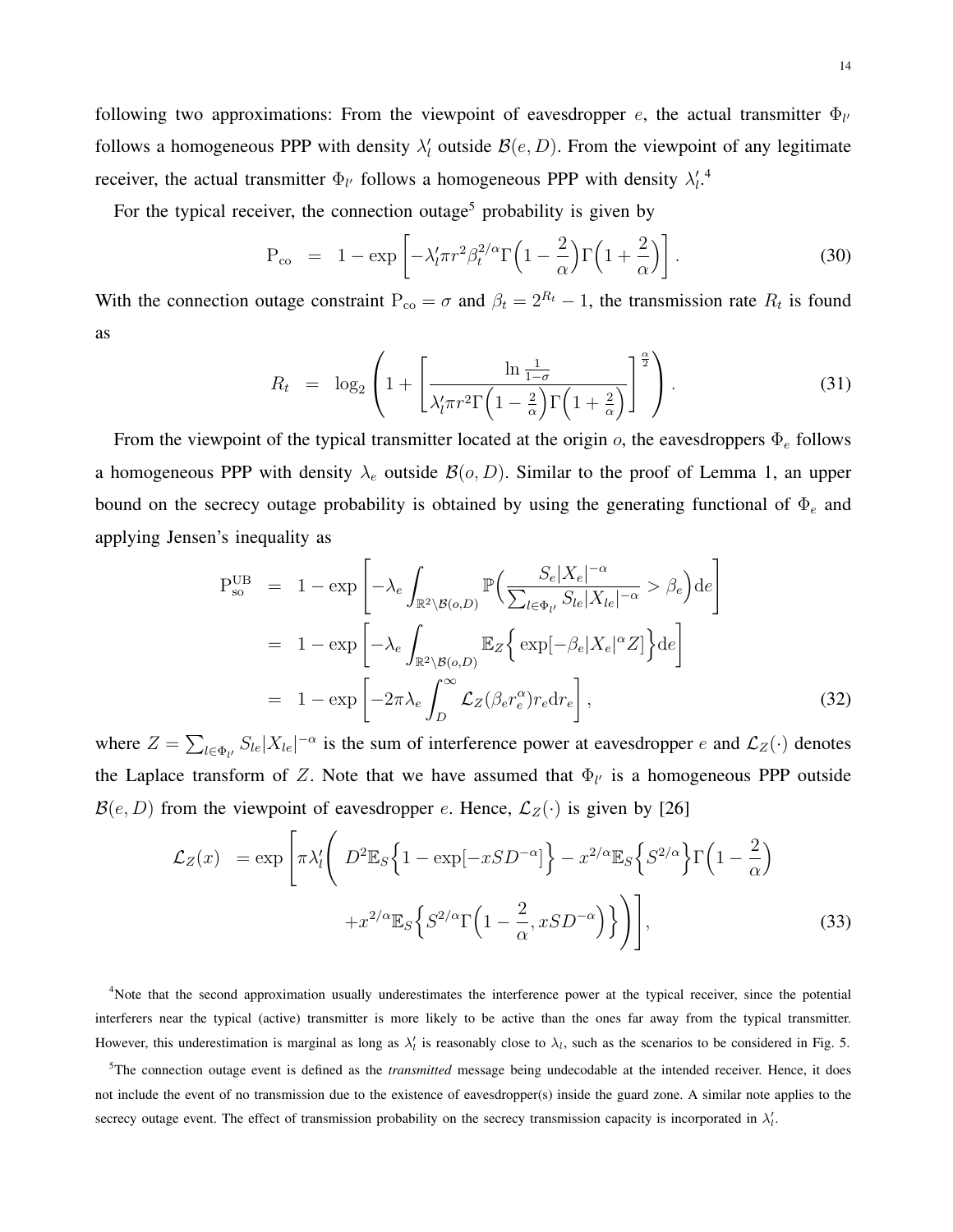following two approximations: From the viewpoint of eavesdropper $e$, the actual transmitter $\Phi_{l'}$ follows a homogeneous PPP with density $\lambda_l'$ outside $\mathcal{B}(e, D)$. From the viewpoint of any legitimate receiver, the actual transmitter $\Phi_{l'}$ follows a homogeneous PPP with density $\lambda_l'$.[4]

For the typical receiver, the connection outage[5] probability is given by

$$\mathrm{P_{co}} \;=\; 1 - \exp\left[-\lambda_l' \pi r^2 \beta_t^{2/\alpha} \Gamma\Big(1 - \frac{2}{\alpha}\Big)\Gamma\Big(1 + \frac{2}{\alpha}\Big)\right]. \tag{30}$$

With the connection outage constraint $\mathrm{P_{co}} = \sigma$ and $\beta_t = 2^{R_t} - 1$, the transmission rate $R_t$ is found as

$$R_t \;=\; \log_2\left(1 + \left[\frac{\ln \frac{1}{1-\sigma}}{\lambda_l' \pi r^2 \Gamma\Big(1 - \frac{2}{\alpha}\Big)\Gamma\Big(1 + \frac{2}{\alpha}\Big)}\right]^{\frac{\alpha}{2}}\right). \tag{31}$$

From the viewpoint of the typical transmitter located at the origin $o$, the eavesdroppers $\Phi_e$ follows a homogeneous PPP with density $\lambda_e$ outside $\mathcal{B}(o, D)$. Similar to the proof of Lemma 1, an upper bound on the secrecy outage probability is obtained by using the generating functional of $\Phi_e$ and applying Jensen's inequality as

$$\begin{aligned}
\mathrm{P_{so}^{UB}} \;&=\; 1 - \exp\left[-\lambda_e \int_{\mathbb{R}^2 \setminus \mathcal{B}(o,D)} \mathbb{P}\Big(\frac{S_e |X_e|^{-\alpha}}{\sum_{l \in \Phi_{l'}} S_{le} |X_{le}|^{-\alpha}} > \beta_e\Big) \mathrm{d}e\right] \\
&=\; 1 - \exp\left[-\lambda_e \int_{\mathbb{R}^2 \setminus \mathcal{B}(o,D)} \mathbb{E}_Z\Big\{\exp[-\beta_e |X_e|^{\alpha} Z]\Big\} \mathrm{d}e\right] \\
&=\; 1 - \exp\left[-2\pi\lambda_e \int_D^\infty \mathcal{L}_Z(\beta_e r_e^\alpha) r_e \mathrm{d}r_e\right],
\end{aligned} \tag{32}$$

where $Z = \sum_{l \in \Phi_{l'}} S_{le} |X_{le}|^{-\alpha}$ is the sum of interference power at eavesdropper $e$ and $\mathcal{L}_Z(\cdot)$ denotes the Laplace transform of $Z$. Note that we have assumed that $\Phi_{l'}$ is a homogeneous PPP outside $\mathcal{B}(e, D)$ from the viewpoint of eavesdropper $e$. Hence, $\mathcal{L}_Z(\cdot)$ is given by [26]

$$\begin{aligned}
\mathcal{L}_Z(x) \;=&\; \exp\Bigg[\pi\lambda_l'\Bigg(D^2 \mathbb{E}_S\Big\{1 - \exp[-xSD^{-\alpha}]\Big\} - x^{2/\alpha} \mathbb{E}_S\Big\{S^{2/\alpha}\Big\}\Gamma\Big(1 - \frac{2}{\alpha}\Big) \\
&+ x^{2/\alpha} \mathbb{E}_S\Big\{S^{2/\alpha} \Gamma\Big(1 - \frac{2}{\alpha}, xSD^{-\alpha}\Big)\Big\}\Bigg)\Bigg],
\end{aligned} \tag{33}$$

[4] Note that the second approximation usually underestimates the interference power at the typical receiver, since the potential interferers near the typical (active) transmitter is more likely to be active than the ones far away from the typical transmitter. However, this underestimation is marginal as long as $\lambda_l'$ is reasonably close to $\lambda_l$, such as the scenarios to be considered in Fig. 5.

[5] The connection outage event is defined as the *transmitted* message being undecodable at the intended receiver. Hence, it does not include the event of no transmission due to the existence of eavesdropper(s) inside the guard zone. A similar note applies to the secrecy outage event. The effect of transmission probability on the secrecy transmission capacity is incorporated in $\lambda_l'$.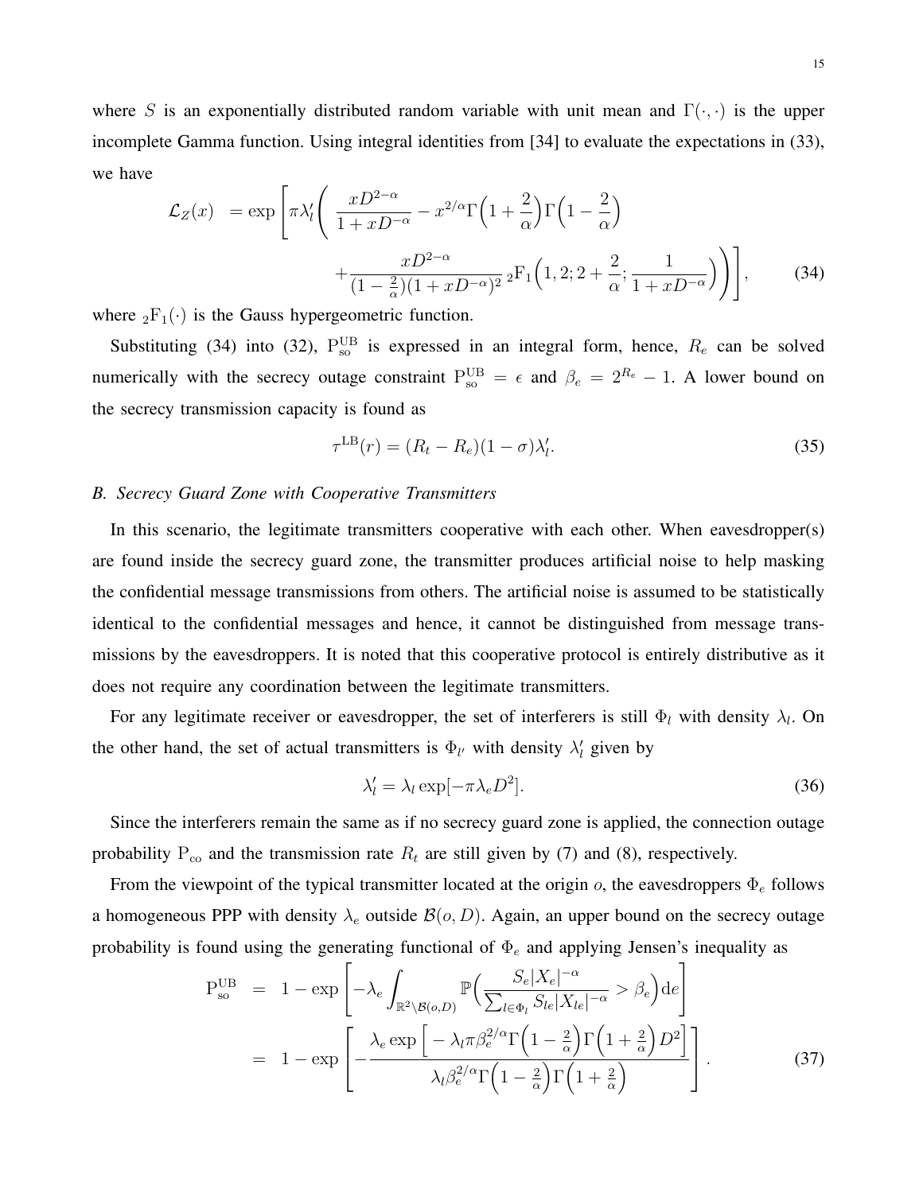where $S$ is an exponentially distributed random variable with unit mean and $\Gamma(\cdot,\cdot)$ is the upper incomplete Gamma function. Using integral identities from [34] to evaluate the expectations in (33), we have

$$
\begin{aligned}
\mathcal{L}_Z(x) \; &= \exp\Bigg[\pi\lambda_l'\bigg( \frac{xD^{2-\alpha}}{1+xD^{-\alpha}} - x^{2/\alpha}\Gamma\Big(1+\frac{2}{\alpha}\Big)\Gamma\Big(1-\frac{2}{\alpha}\Big) \\
&\qquad + \frac{xD^{2-\alpha}}{(1-\frac{2}{\alpha})(1+xD^{-\alpha})^2}\, {}_2\mathrm{F}_1\Big(1,2;2+\frac{2}{\alpha};\frac{1}{1+xD^{-\alpha}}\Big)\bigg)\Bigg], \qquad (34)
\end{aligned}
$$

where ${}_2\mathrm{F}_1(\cdot)$ is the Gauss hypergeometric function.

Substituting (34) into (32), $\mathrm{P}_{\mathrm{so}}^{\mathrm{UB}}$ is expressed in an integral form, hence, $R_e$ can be solved numerically with the secrecy outage constraint $\mathrm{P}_{\mathrm{so}}^{\mathrm{UB}} = \epsilon$ and $\beta_e = 2^{R_e} - 1$. A lower bound on the secrecy transmission capacity is found as

$$
\tau^{\mathrm{LB}}(r) = (R_t - R_e)(1-\sigma)\lambda_l'. \qquad (35)
$$

### *B. Secrecy Guard Zone with Cooperative Transmitters*

In this scenario, the legitimate transmitters cooperative with each other. When eavesdropper(s) are found inside the secrecy guard zone, the transmitter produces artificial noise to help masking the confidential message transmissions from others. The artificial noise is assumed to be statistically identical to the confidential messages and hence, it cannot be distinguished from message transmissions by the eavesdroppers. It is noted that this cooperative protocol is entirely distributive as it does not require any coordination between the legitimate transmitters.

For any legitimate receiver or eavesdropper, the set of interferers is still $\Phi_l$ with density $\lambda_l$. On the other hand, the set of actual transmitters is $\Phi_{l'}$ with density $\lambda_l'$ given by

$$
\lambda_l' = \lambda_l \exp[-\pi\lambda_e D^2]. \qquad (36)
$$

Since the interferers remain the same as if no secrecy guard zone is applied, the connection outage probability $\mathrm{P}_{\mathrm{co}}$ and the transmission rate $R_t$ are still given by (7) and (8), respectively.

From the viewpoint of the typical transmitter located at the origin $o$, the eavesdroppers $\Phi_e$ follows a homogeneous PPP with density $\lambda_e$ outside $\mathcal{B}(o,D)$. Again, an upper bound on the secrecy outage probability is found using the generating functional of $\Phi_e$ and applying Jensen's inequality as

$$
\begin{aligned}
\mathrm{P}_{\mathrm{so}}^{\mathrm{UB}} \; &= \; 1 - \exp\left[-\lambda_e \int_{\mathbb{R}^2\setminus\mathcal{B}(o,D)} \mathbb{P}\Big(\frac{S_e|X_e|^{-\alpha}}{\sum_{l\in\Phi_l} S_{le}|X_{le}|^{-\alpha}} > \beta_e\Big)\mathrm{d}e\right] \\
&= \; 1 - \exp\left[-\frac{\lambda_e \exp\Big[-\lambda_l\pi\beta_e^{2/\alpha}\Gamma\Big(1-\frac{2}{\alpha}\Big)\Gamma\Big(1+\frac{2}{\alpha}\Big)D^2\Big]}{\lambda_l\beta_e^{2/\alpha}\Gamma\Big(1-\frac{2}{\alpha}\Big)\Gamma\Big(1+\frac{2}{\alpha}\Big)}\right]. \qquad (37)
\end{aligned}
$$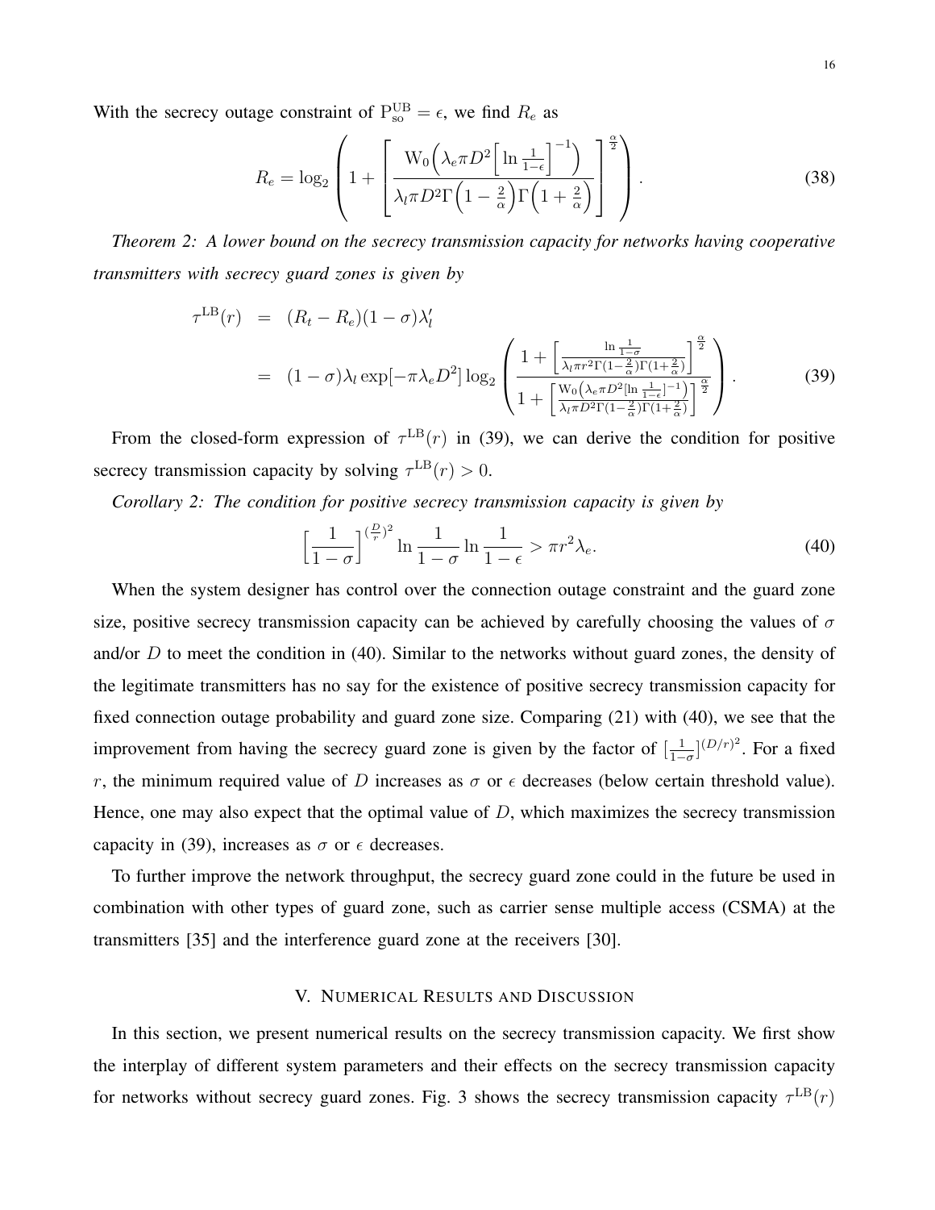With the secrecy outage constraint of $\mathrm{P}_{\mathrm{so}}^{\mathrm{UB}} = \epsilon$, we find $R_e$ as

$$R_e = \log_2\left(1 + \left[\frac{\mathrm{W}_0\Big(\lambda_e \pi D^2 \Big[\ln\frac{1}{1-\epsilon}\Big]^{-1}\Big)}{\lambda_l \pi D^2 \Gamma\Big(1-\frac{2}{\alpha}\Big)\Gamma\Big(1+\frac{2}{\alpha}\Big)}\right]^{\frac{\alpha}{2}}\right). \tag{38}$$

*Theorem 2: A lower bound on the secrecy transmission capacity for networks having cooperative transmitters with secrecy guard zones is given by*

$$\begin{aligned}
\tau^{\mathrm{LB}}(r) &= (R_t - R_e)(1-\sigma)\lambda_l' \\
&= (1-\sigma)\lambda_l \exp[-\pi\lambda_e D^2] \log_2\left(\frac{1+\left[\frac{\ln\frac{1}{1-\sigma}}{\lambda_l \pi r^2 \Gamma(1-\frac{2}{\alpha})\Gamma(1+\frac{2}{\alpha})}\right]^{\frac{\alpha}{2}}}{1+\left[\frac{\mathrm{W}_0\left(\lambda_e \pi D^2 [\ln\frac{1}{1-\epsilon}]^{-1}\right)}{\lambda_l \pi D^2 \Gamma(1-\frac{2}{\alpha})\Gamma(1+\frac{2}{\alpha})}\right]^{\frac{\alpha}{2}}}\right).
\end{aligned} \tag{39}$$

From the closed-form expression of $\tau^{\mathrm{LB}}(r)$ in (39), we can derive the condition for positive secrecy transmission capacity by solving $\tau^{\mathrm{LB}}(r) > 0$.

*Corollary 2: The condition for positive secrecy transmission capacity is given by*

$$\Big[\frac{1}{1-\sigma}\Big]^{(\frac{D}{r})^2} \ln\frac{1}{1-\sigma} \ln\frac{1}{1-\epsilon} > \pi r^2 \lambda_e. \tag{40}$$

When the system designer has control over the connection outage constraint and the guard zone size, positive secrecy transmission capacity can be achieved by carefully choosing the values of $\sigma$ and/or $D$ to meet the condition in (40). Similar to the networks without guard zones, the density of the legitimate transmitters has no say for the existence of positive secrecy transmission capacity for fixed connection outage probability and guard zone size. Comparing (21) with (40), we see that the improvement from having the secrecy guard zone is given by the factor of $[\frac{1}{1-\sigma}]^{(D/r)^2}$. For a fixed $r$, the minimum required value of $D$ increases as $\sigma$ or $\epsilon$ decreases (below certain threshold value). Hence, one may also expect that the optimal value of $D$, which maximizes the secrecy transmission capacity in (39), increases as $\sigma$ or $\epsilon$ decreases.

To further improve the network throughput, the secrecy guard zone could in the future be used in combination with other types of guard zone, such as carrier sense multiple access (CSMA) at the transmitters [35] and the interference guard zone at the receivers [30].

## V. Numerical Results and Discussion

In this section, we present numerical results on the secrecy transmission capacity. We first show the interplay of different system parameters and their effects on the secrecy transmission capacity for networks without secrecy guard zones. Fig. 3 shows the secrecy transmission capacity $\tau^{\mathrm{LB}}(r)$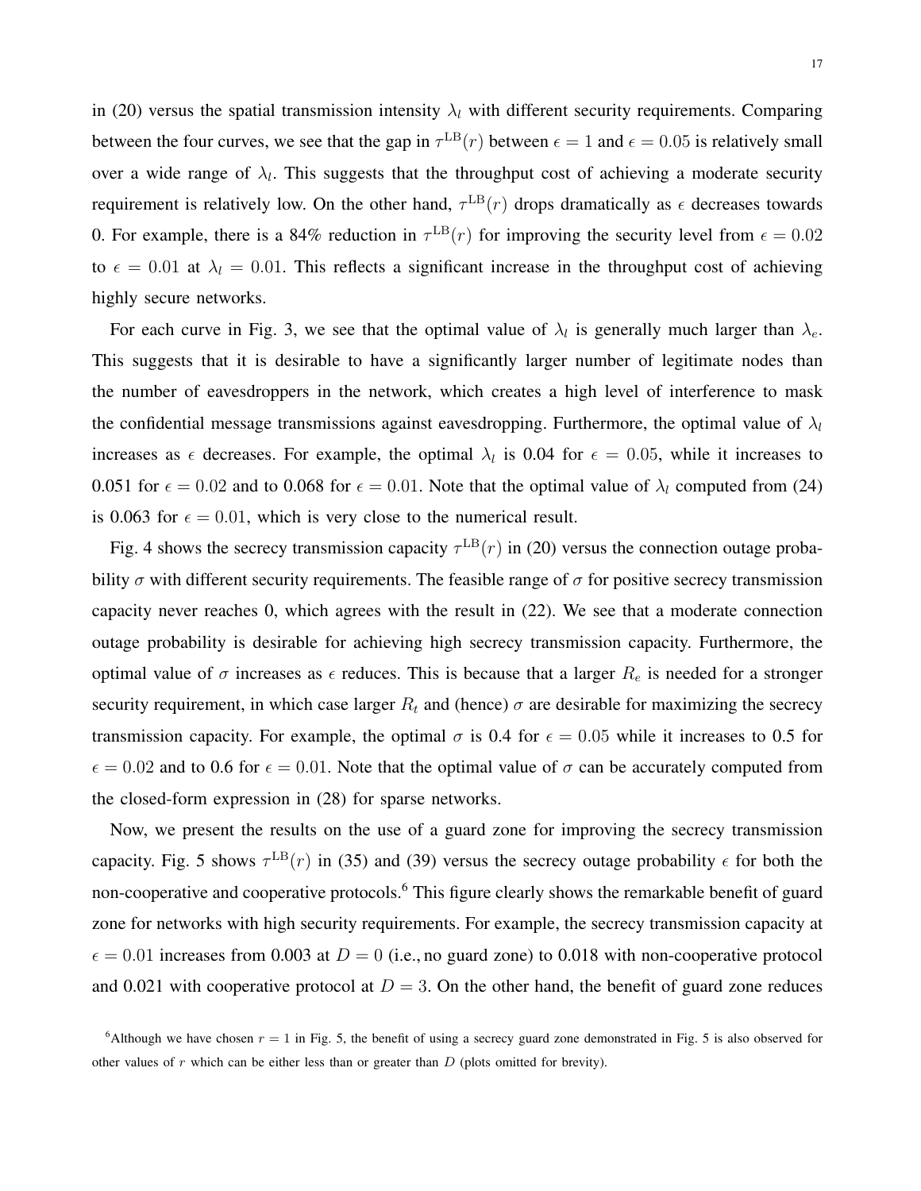in (20) versus the spatial transmission intensity $\lambda_l$ with different security requirements. Comparing between the four curves, we see that the gap in $\tau^{\mathrm{LB}}(r)$ between $\epsilon = 1$ and $\epsilon = 0.05$ is relatively small over a wide range of $\lambda_l$. This suggests that the throughput cost of achieving a moderate security requirement is relatively low. On the other hand, $\tau^{\mathrm{LB}}(r)$ drops dramatically as $\epsilon$ decreases towards 0. For example, there is a 84% reduction in $\tau^{\mathrm{LB}}(r)$ for improving the security level from $\epsilon = 0.02$ to $\epsilon = 0.01$ at $\lambda_l = 0.01$. This reflects a significant increase in the throughput cost of achieving highly secure networks.

For each curve in Fig. 3, we see that the optimal value of $\lambda_l$ is generally much larger than $\lambda_e$. This suggests that it is desirable to have a significantly larger number of legitimate nodes than the number of eavesdroppers in the network, which creates a high level of interference to mask the confidential message transmissions against eavesdropping. Furthermore, the optimal value of $\lambda_l$ increases as $\epsilon$ decreases. For example, the optimal $\lambda_l$ is 0.04 for $\epsilon = 0.05$, while it increases to 0.051 for $\epsilon = 0.02$ and to 0.068 for $\epsilon = 0.01$. Note that the optimal value of $\lambda_l$ computed from (24) is 0.063 for $\epsilon = 0.01$, which is very close to the numerical result.

Fig. 4 shows the secrecy transmission capacity $\tau^{\mathrm{LB}}(r)$ in (20) versus the connection outage probability $\sigma$ with different security requirements. The feasible range of $\sigma$ for positive secrecy transmission capacity never reaches 0, which agrees with the result in (22). We see that a moderate connection outage probability is desirable for achieving high secrecy transmission capacity. Furthermore, the optimal value of $\sigma$ increases as $\epsilon$ reduces. This is because that a larger $R_e$ is needed for a stronger security requirement, in which case larger $R_t$ and (hence) $\sigma$ are desirable for maximizing the secrecy transmission capacity. For example, the optimal $\sigma$ is 0.4 for $\epsilon = 0.05$ while it increases to 0.5 for $\epsilon = 0.02$ and to 0.6 for $\epsilon = 0.01$. Note that the optimal value of $\sigma$ can be accurately computed from the closed-form expression in (28) for sparse networks.

Now, we present the results on the use of a guard zone for improving the secrecy transmission capacity. Fig. 5 shows $\tau^{\mathrm{LB}}(r)$ in (35) and (39) versus the secrecy outage probability $\epsilon$ for both the non-cooperative and cooperative protocols.[6] This figure clearly shows the remarkable benefit of guard zone for networks with high security requirements. For example, the secrecy transmission capacity at $\epsilon = 0.01$ increases from 0.003 at $D = 0$ (i.e., no guard zone) to 0.018 with non-cooperative protocol and 0.021 with cooperative protocol at $D = 3$. On the other hand, the benefit of guard zone reduces

[6]Although we have chosen $r = 1$ in Fig. 5, the benefit of using a secrecy guard zone demonstrated in Fig. 5 is also observed for other values of $r$ which can be either less than or greater than $D$ (plots omitted for brevity).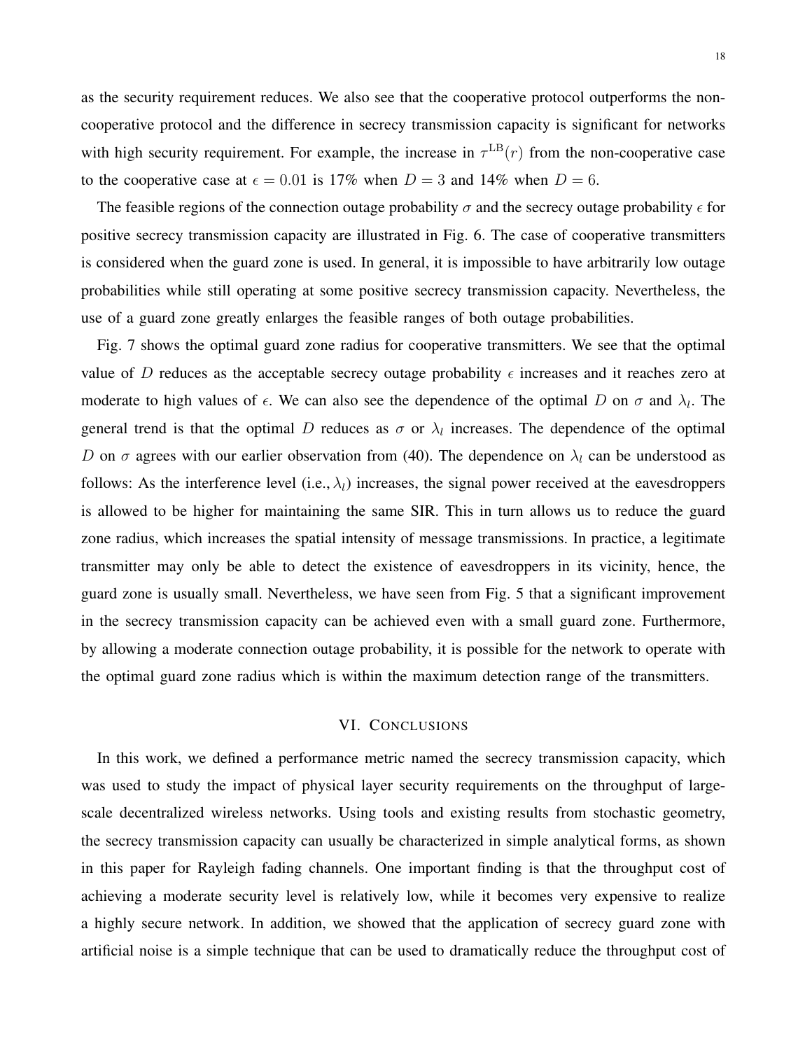as the security requirement reduces. We also see that the cooperative protocol outperforms the non-cooperative protocol and the difference in secrecy transmission capacity is significant for networks with high security requirement. For example, the increase in $\tau^{\mathrm{LB}}(r)$ from the non-cooperative case to the cooperative case at $\epsilon = 0.01$ is 17% when $D = 3$ and 14% when $D = 6$.

The feasible regions of the connection outage probability $\sigma$ and the secrecy outage probability $\epsilon$ for positive secrecy transmission capacity are illustrated in Fig. 6. The case of cooperative transmitters is considered when the guard zone is used. In general, it is impossible to have arbitrarily low outage probabilities while still operating at some positive secrecy transmission capacity. Nevertheless, the use of a guard zone greatly enlarges the feasible ranges of both outage probabilities.

Fig. 7 shows the optimal guard zone radius for cooperative transmitters. We see that the optimal value of $D$ reduces as the acceptable secrecy outage probability $\epsilon$ increases and it reaches zero at moderate to high values of $\epsilon$. We can also see the dependence of the optimal $D$ on $\sigma$ and $\lambda_l$. The general trend is that the optimal $D$ reduces as $\sigma$ or $\lambda_l$ increases. The dependence of the optimal $D$ on $\sigma$ agrees with our earlier observation from (40). The dependence on $\lambda_l$ can be understood as follows: As the interference level (i.e., $\lambda_l$) increases, the signal power received at the eavesdroppers is allowed to be higher for maintaining the same SIR. This in turn allows us to reduce the guard zone radius, which increases the spatial intensity of message transmissions. In practice, a legitimate transmitter may only be able to detect the existence of eavesdroppers in its vicinity, hence, the guard zone is usually small. Nevertheless, we have seen from Fig. 5 that a significant improvement in the secrecy transmission capacity can be achieved even with a small guard zone. Furthermore, by allowing a moderate connection outage probability, it is possible for the network to operate with the optimal guard zone radius which is within the maximum detection range of the transmitters.

## VI. Conclusions

In this work, we defined a performance metric named the secrecy transmission capacity, which was used to study the impact of physical layer security requirements on the throughput of large-scale decentralized wireless networks. Using tools and existing results from stochastic geometry, the secrecy transmission capacity can usually be characterized in simple analytical forms, as shown in this paper for Rayleigh fading channels. One important finding is that the throughput cost of achieving a moderate security level is relatively low, while it becomes very expensive to realize a highly secure network. In addition, we showed that the application of secrecy guard zone with artificial noise is a simple technique that can be used to dramatically reduce the throughput cost of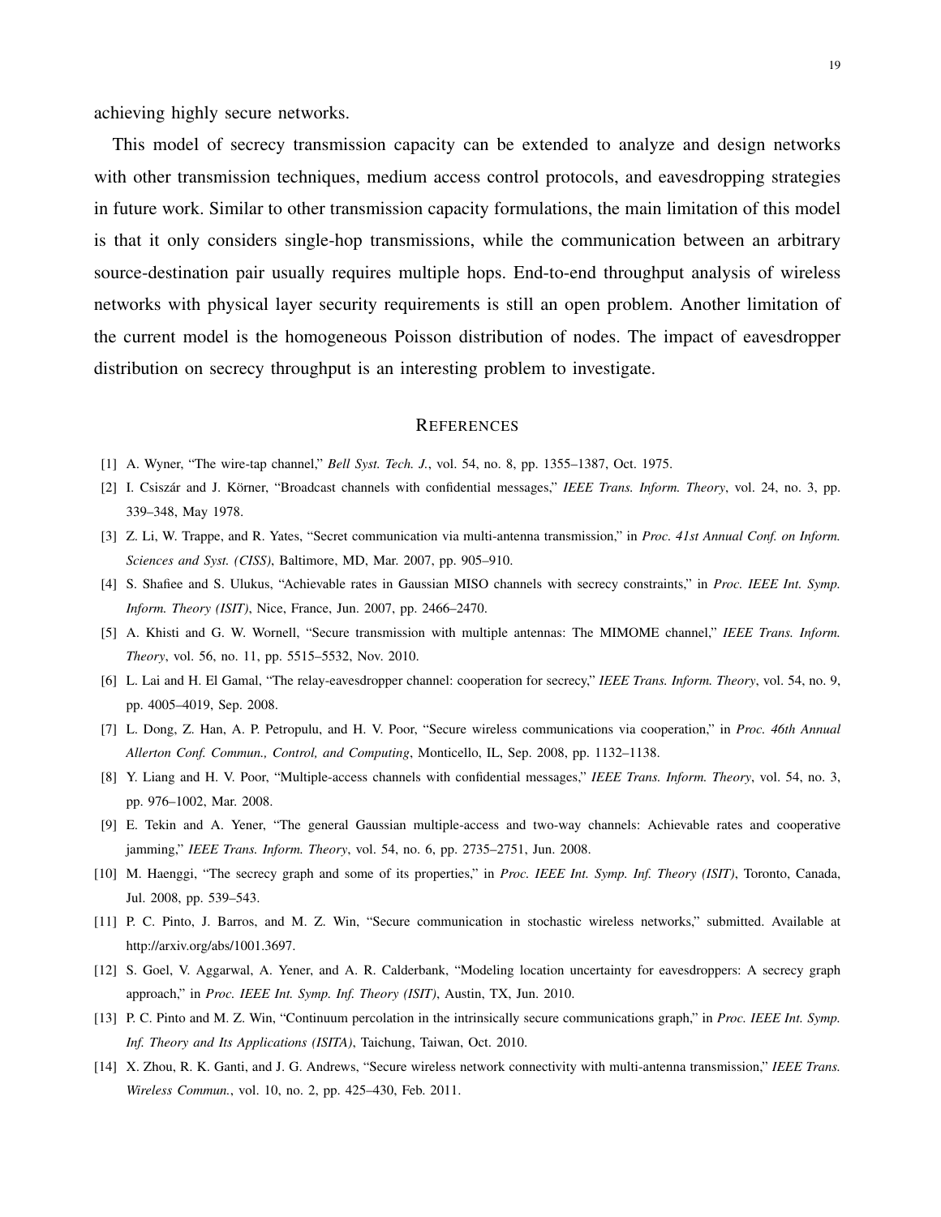achieving highly secure networks.

This model of secrecy transmission capacity can be extended to analyze and design networks with other transmission techniques, medium access control protocols, and eavesdropping strategies in future work. Similar to other transmission capacity formulations, the main limitation of this model is that it only considers single-hop transmissions, while the communication between an arbitrary source-destination pair usually requires multiple hops. End-to-end throughput analysis of wireless networks with physical layer security requirements is still an open problem. Another limitation of the current model is the homogeneous Poisson distribution of nodes. The impact of eavesdropper distribution on secrecy throughput is an interesting problem to investigate.

## REFERENCES

[1] A. Wyner, "The wire-tap channel," *Bell Syst. Tech. J.*, vol. 54, no. 8, pp. 1355–1387, Oct. 1975.

[2] I. Csiszár and J. Körner, "Broadcast channels with confidential messages," *IEEE Trans. Inform. Theory*, vol. 24, no. 3, pp. 339–348, May 1978.

[3] Z. Li, W. Trappe, and R. Yates, "Secret communication via multi-antenna transmission," in *Proc. 41st Annual Conf. on Inform. Sciences and Syst. (CISS)*, Baltimore, MD, Mar. 2007, pp. 905–910.

[4] S. Shafiee and S. Ulukus, "Achievable rates in Gaussian MISO channels with secrecy constraints," in *Proc. IEEE Int. Symp. Inform. Theory (ISIT)*, Nice, France, Jun. 2007, pp. 2466–2470.

[5] A. Khisti and G. W. Wornell, "Secure transmission with multiple antennas: The MIMOME channel," *IEEE Trans. Inform. Theory*, vol. 56, no. 11, pp. 5515–5532, Nov. 2010.

[6] L. Lai and H. El Gamal, "The relay-eavesdropper channel: cooperation for secrecy," *IEEE Trans. Inform. Theory*, vol. 54, no. 9, pp. 4005–4019, Sep. 2008.

[7] L. Dong, Z. Han, A. P. Petropulu, and H. V. Poor, "Secure wireless communications via cooperation," in *Proc. 46th Annual Allerton Conf. Commun., Control, and Computing*, Monticello, IL, Sep. 2008, pp. 1132–1138.

[8] Y. Liang and H. V. Poor, "Multiple-access channels with confidential messages," *IEEE Trans. Inform. Theory*, vol. 54, no. 3, pp. 976–1002, Mar. 2008.

[9] E. Tekin and A. Yener, "The general Gaussian multiple-access and two-way channels: Achievable rates and cooperative jamming," *IEEE Trans. Inform. Theory*, vol. 54, no. 6, pp. 2735–2751, Jun. 2008.

[10] M. Haenggi, "The secrecy graph and some of its properties," in *Proc. IEEE Int. Symp. Inf. Theory (ISIT)*, Toronto, Canada, Jul. 2008, pp. 539–543.

[11] P. C. Pinto, J. Barros, and M. Z. Win, "Secure communication in stochastic wireless networks," submitted. Available at http://arxiv.org/abs/1001.3697.

[12] S. Goel, V. Aggarwal, A. Yener, and A. R. Calderbank, "Modeling location uncertainty for eavesdroppers: A secrecy graph approach," in *Proc. IEEE Int. Symp. Inf. Theory (ISIT)*, Austin, TX, Jun. 2010.

[13] P. C. Pinto and M. Z. Win, "Continuum percolation in the intrinsically secure communications graph," in *Proc. IEEE Int. Symp. Inf. Theory and Its Applications (ISITA)*, Taichung, Taiwan, Oct. 2010.

[14] X. Zhou, R. K. Ganti, and J. G. Andrews, "Secure wireless network connectivity with multi-antenna transmission," *IEEE Trans. Wireless Commun.*, vol. 10, no. 2, pp. 425–430, Feb. 2011.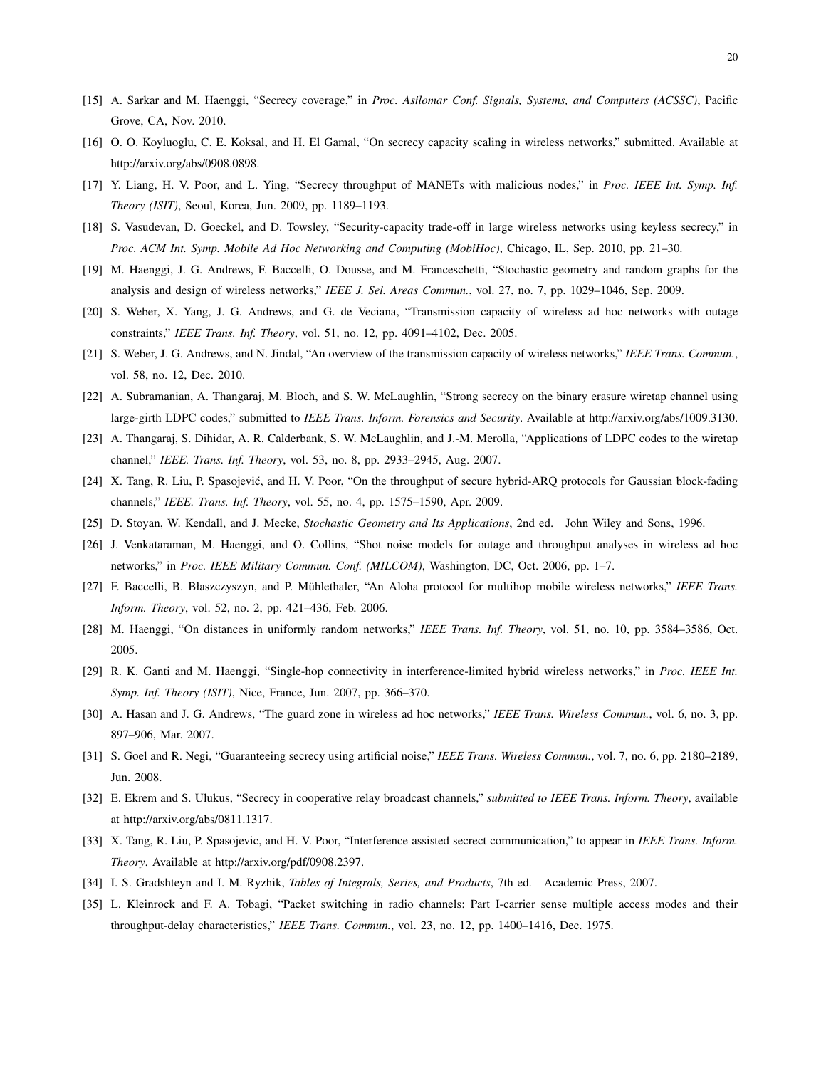[15] A. Sarkar and M. Haenggi, "Secrecy coverage," in *Proc. Asilomar Conf. Signals, Systems, and Computers (ACSSC)*, Pacific Grove, CA, Nov. 2010.

[16] O. O. Koyluoglu, C. E. Koksal, and H. El Gamal, "On secrecy capacity scaling in wireless networks," submitted. Available at http://arxiv.org/abs/0908.0898.

[17] Y. Liang, H. V. Poor, and L. Ying, "Secrecy throughput of MANETs with malicious nodes," in *Proc. IEEE Int. Symp. Inf. Theory (ISIT)*, Seoul, Korea, Jun. 2009, pp. 1189–1193.

[18] S. Vasudevan, D. Goeckel, and D. Towsley, "Security-capacity trade-off in large wireless networks using keyless secrecy," in *Proc. ACM Int. Symp. Mobile Ad Hoc Networking and Computing (MobiHoc)*, Chicago, IL, Sep. 2010, pp. 21–30.

[19] M. Haenggi, J. G. Andrews, F. Baccelli, O. Dousse, and M. Franceschetti, "Stochastic geometry and random graphs for the analysis and design of wireless networks," *IEEE J. Sel. Areas Commun.*, vol. 27, no. 7, pp. 1029–1046, Sep. 2009.

[20] S. Weber, X. Yang, J. G. Andrews, and G. de Veciana, "Transmission capacity of wireless ad hoc networks with outage constraints," *IEEE Trans. Inf. Theory*, vol. 51, no. 12, pp. 4091–4102, Dec. 2005.

[21] S. Weber, J. G. Andrews, and N. Jindal, "An overview of the transmission capacity of wireless networks," *IEEE Trans. Commun.*, vol. 58, no. 12, Dec. 2010.

[22] A. Subramanian, A. Thangaraj, M. Bloch, and S. W. McLaughlin, "Strong secrecy on the binary erasure wiretap channel using large-girth LDPC codes," submitted to *IEEE Trans. Inform. Forensics and Security*. Available at http://arxiv.org/abs/1009.3130.

[23] A. Thangaraj, S. Dihidar, A. R. Calderbank, S. W. McLaughlin, and J.-M. Merolla, "Applications of LDPC codes to the wiretap channel," *IEEE. Trans. Inf. Theory*, vol. 53, no. 8, pp. 2933–2945, Aug. 2007.

[24] X. Tang, R. Liu, P. Spasojević, and H. V. Poor, "On the throughput of secure hybrid-ARQ protocols for Gaussian block-fading channels," *IEEE. Trans. Inf. Theory*, vol. 55, no. 4, pp. 1575–1590, Apr. 2009.

[25] D. Stoyan, W. Kendall, and J. Mecke, *Stochastic Geometry and Its Applications*, 2nd ed. John Wiley and Sons, 1996.

[26] J. Venkataraman, M. Haenggi, and O. Collins, "Shot noise models for outage and throughput analyses in wireless ad hoc networks," in *Proc. IEEE Military Commun. Conf. (MILCOM)*, Washington, DC, Oct. 2006, pp. 1–7.

[27] F. Baccelli, B. Błaszczyszyn, and P. Mühlethaler, "An Aloha protocol for multihop mobile wireless networks," *IEEE Trans. Inform. Theory*, vol. 52, no. 2, pp. 421–436, Feb. 2006.

[28] M. Haenggi, "On distances in uniformly random networks," *IEEE Trans. Inf. Theory*, vol. 51, no. 10, pp. 3584–3586, Oct. 2005.

[29] R. K. Ganti and M. Haenggi, "Single-hop connectivity in interference-limited hybrid wireless networks," in *Proc. IEEE Int. Symp. Inf. Theory (ISIT)*, Nice, France, Jun. 2007, pp. 366–370.

[30] A. Hasan and J. G. Andrews, "The guard zone in wireless ad hoc networks," *IEEE Trans. Wireless Commun.*, vol. 6, no. 3, pp. 897–906, Mar. 2007.

[31] S. Goel and R. Negi, "Guaranteeing secrecy using artificial noise," *IEEE Trans. Wireless Commun.*, vol. 7, no. 6, pp. 2180–2189, Jun. 2008.

[32] E. Ekrem and S. Ulukus, "Secrecy in cooperative relay broadcast channels," *submitted to IEEE Trans. Inform. Theory*, available at http://arxiv.org/abs/0811.1317.

[33] X. Tang, R. Liu, P. Spasojevic, and H. V. Poor, "Interference assisted secrect communication," to appear in *IEEE Trans. Inform. Theory*. Available at http://arxiv.org/pdf/0908.2397.

[34] I. S. Gradshteyn and I. M. Ryzhik, *Tables of Integrals, Series, and Products*, 7th ed. Academic Press, 2007.

[35] L. Kleinrock and F. A. Tobagi, "Packet switching in radio channels: Part I-carrier sense multiple access modes and their throughput-delay characteristics," *IEEE Trans. Commun.*, vol. 23, no. 12, pp. 1400–1416, Dec. 1975.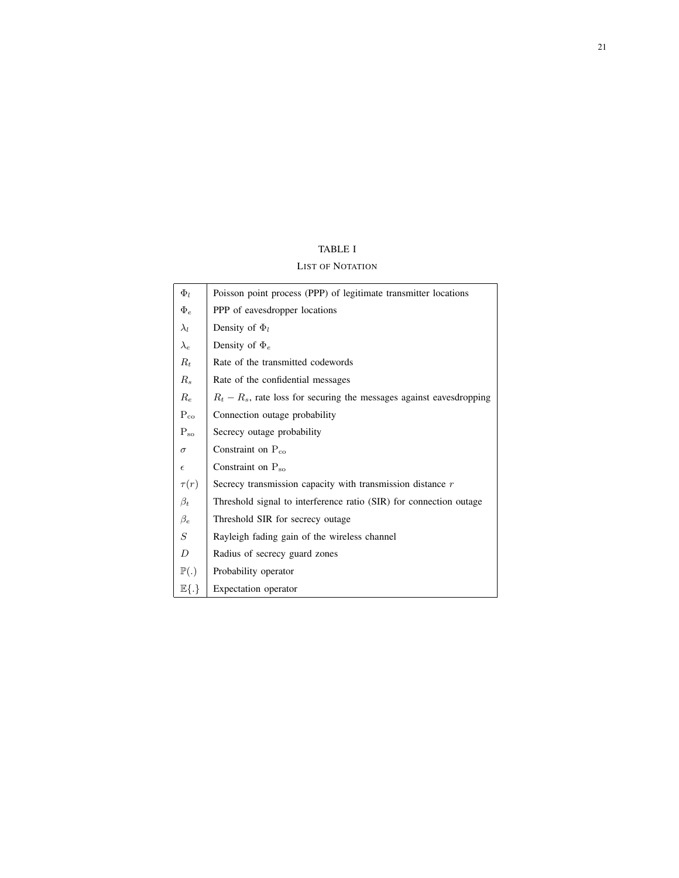TABLE I

LIST OF NOTATION

| | |
|---|---|
| $\Phi_l$ | Poisson point process (PPP) of legitimate transmitter locations |
| $\Phi_e$ | PPP of eavesdropper locations |
| $\lambda_l$ | Density of $\Phi_l$ |
| $\lambda_e$ | Density of $\Phi_e$ |
| $R_t$ | Rate of the transmitted codewords |
| $R_s$ | Rate of the confidential messages |
| $R_e$ | $R_t - R_s$, rate loss for securing the messages against eavesdropping |
| $\mathrm{P_{co}}$ | Connection outage probability |
| $\mathrm{P_{so}}$ | Secrecy outage probability |
| $\sigma$ | Constraint on $\mathrm{P_{co}}$ |
| $\epsilon$ | Constraint on $\mathrm{P_{so}}$ |
| $\tau(r)$ | Secrecy transmission capacity with transmission distance $r$ |
| $\beta_t$ | Threshold signal to interference ratio (SIR) for connection outage |
| $\beta_e$ | Threshold SIR for secrecy outage |
| $S$ | Rayleigh fading gain of the wireless channel |
| $D$ | Radius of secrecy guard zones |
| $\mathbb{P}(.)$ | Probability operator |
| $\mathbb{E}\{.\}$ | Expectation operator |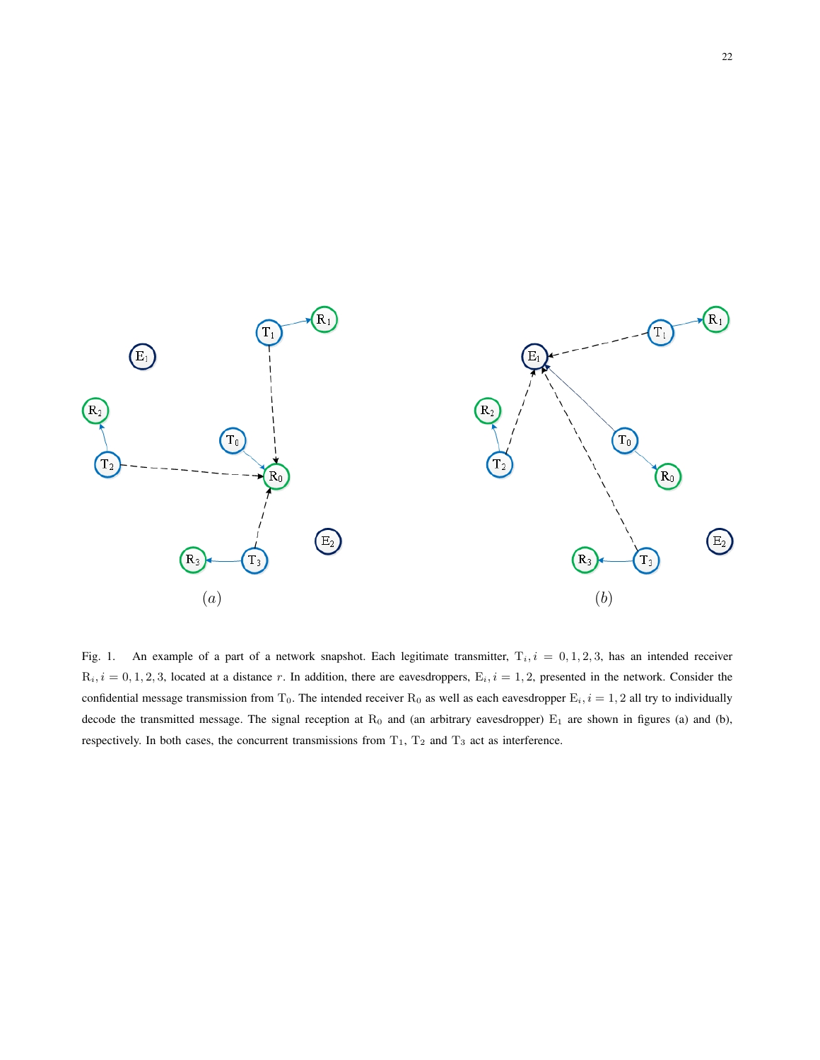Fig. 1. An example of a part of a network snapshot. Each legitimate transmitter, $\mathrm{T}_i, i = 0, 1, 2, 3$, has an intended receiver $\mathrm{R}_i, i = 0, 1, 2, 3$, located at a distance $r$. In addition, there are eavesdroppers, $\mathrm{E}_i, i = 1, 2$, presented in the network. Consider the confidential message transmission from $\mathrm{T}_0$. The intended receiver $\mathrm{R}_0$ as well as each eavesdropper $\mathrm{E}_i, i = 1, 2$ all try to individually decode the transmitted message. The signal reception at $\mathrm{R}_0$ and (an arbitrary eavesdropper) $\mathrm{E}_1$ are shown in figures (a) and (b), respectively. In both cases, the concurrent transmissions from $\mathrm{T}_1$, $\mathrm{T}_2$ and $\mathrm{T}_3$ act as interference.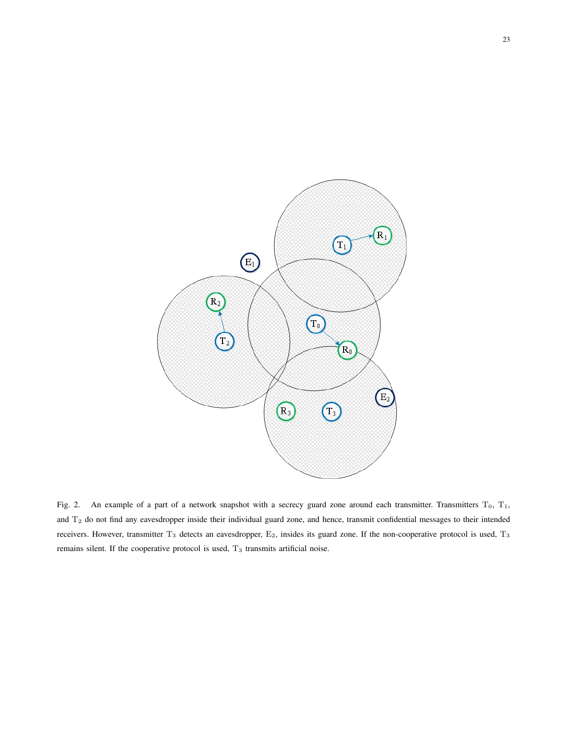$\mathrm{T}_1$

$\mathrm{R}_1$

$\mathrm{E}_1$

$\mathrm{R}_2$

$\mathrm{T}_0$

$\mathrm{T}_2$

$\mathrm{R}_0$

$\mathrm{E}_2$

$\mathrm{R}_3$

$\mathrm{T}_3$

Fig. 2. An example of a part of a network snapshot with a secrecy guard zone around each transmitter. Transmitters $\mathrm{T}_0$, $\mathrm{T}_1$, and $\mathrm{T}_2$ do not find any eavesdropper inside their individual guard zone, and hence, transmit confidential messages to their intended receivers. However, transmitter $\mathrm{T}_3$ detects an eavesdropper, $\mathrm{E}_2$, insides its guard zone. If the non-cooperative protocol is used, $\mathrm{T}_3$ remains silent. If the cooperative protocol is used, $\mathrm{T}_3$ transmits artificial noise.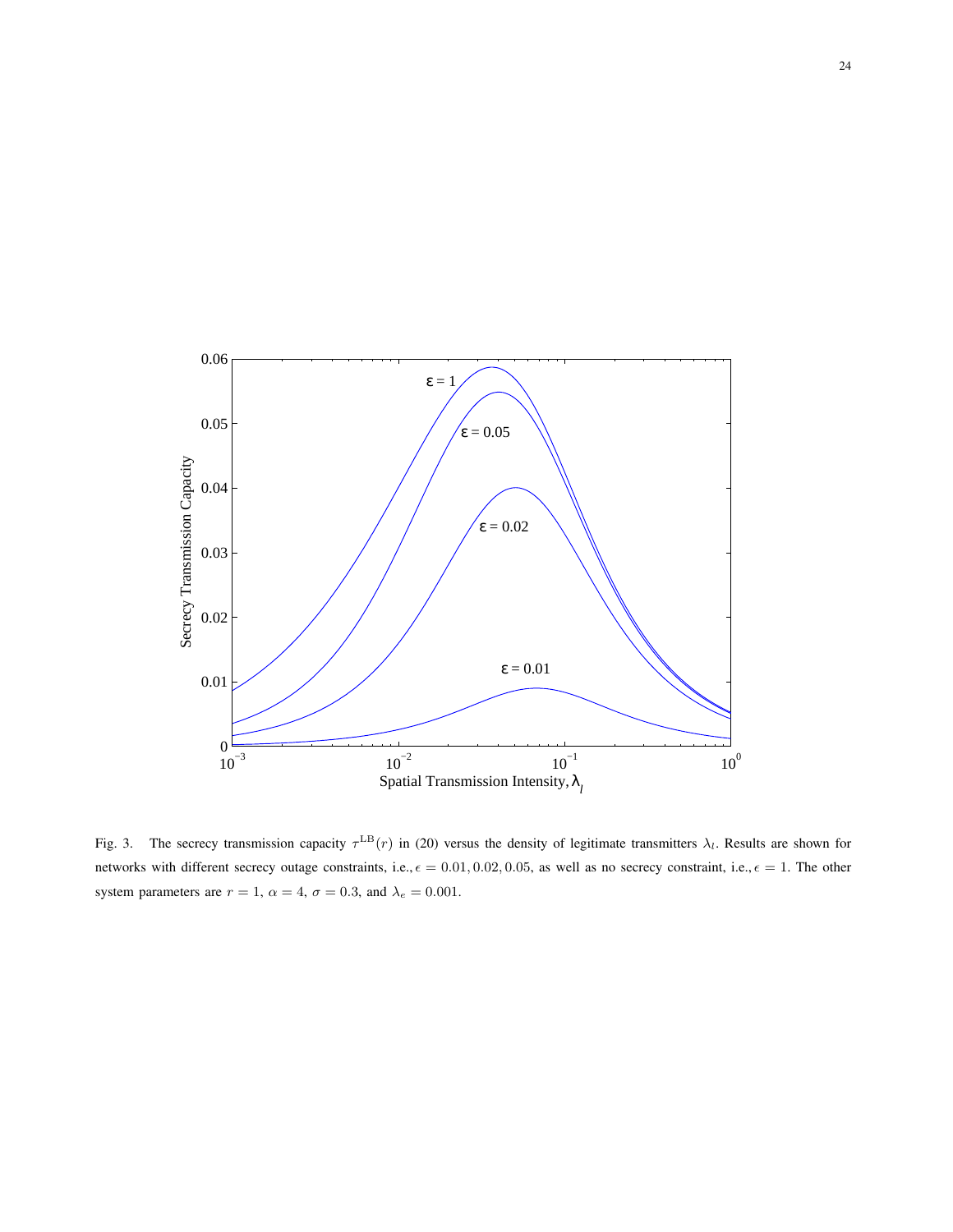0.06
0.05
0.04
0.03
0.02
0.01
0

Secrecy Transmission Capacity

$\epsilon = 1$

$\epsilon = 0.05$

$\epsilon = 0.02$

$\epsilon = 0.01$

$10^{-3}$
$10^{-2}$
$10^{-1}$
$10^{0}$

Spatial Transmission Intensity, $\lambda_l$

Fig. 3. The secrecy transmission capacity $\tau^{\text{LB}}(r)$ in (20) versus the density of legitimate transmitters $\lambda_l$. Results are shown for networks with different secrecy outage constraints, i.e., $\epsilon = 0.01, 0.02, 0.05$, as well as no secrecy constraint, i.e., $\epsilon = 1$. The other system parameters are $r = 1$, $\alpha = 4$, $\sigma = 0.3$, and $\lambda_e = 0.001$.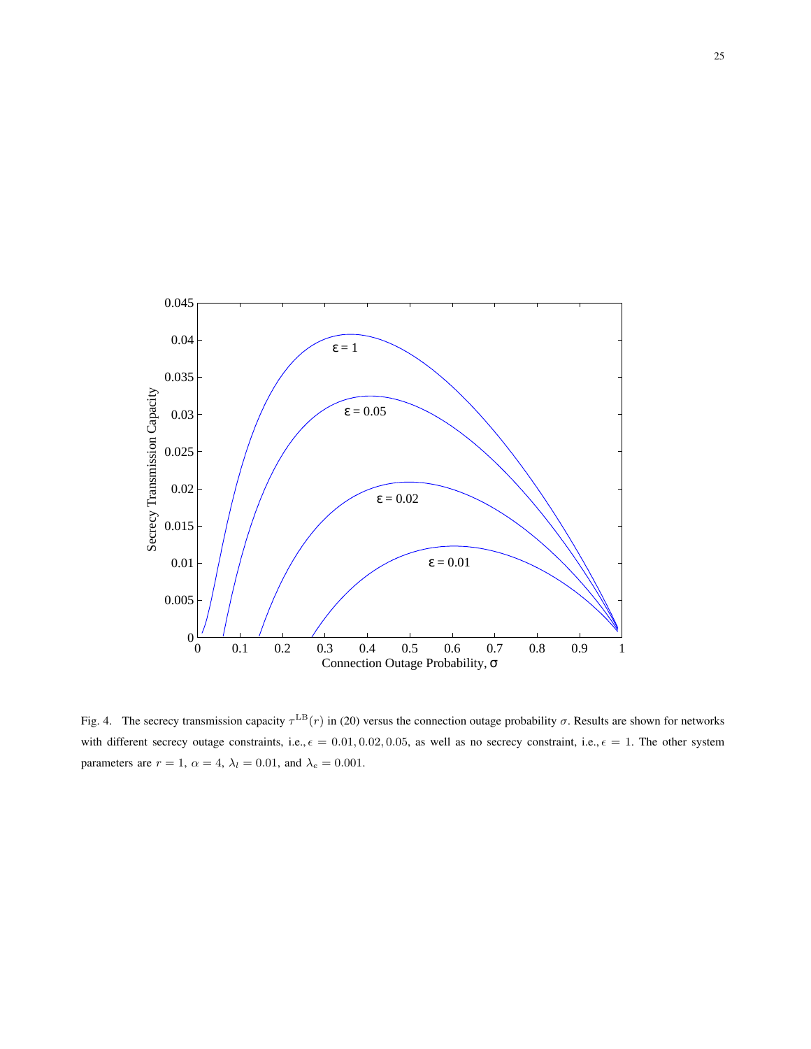0.045

0.04

0.035

0.03

0.025

0.02

0.015

0.01

0.005

0

Secrecy Transmission Capacity

0 0.1 0.2 0.3 0.4 0.5 0.6 0.7 0.8 0.9 1

Connection Outage Probability, σ

ε = 1

ε = 0.05

ε = 0.02

ε = 0.01

Fig. 4. The secrecy transmission capacity $\tau^{\mathrm{LB}}(r)$ in (20) versus the connection outage probability $\sigma$. Results are shown for networks with different secrecy outage constraints, i.e., $\epsilon = 0.01, 0.02, 0.05$, as well as no secrecy constraint, i.e., $\epsilon = 1$. The other system parameters are $r = 1$, $\alpha = 4$, $\lambda_l = 0.01$, and $\lambda_e = 0.001$.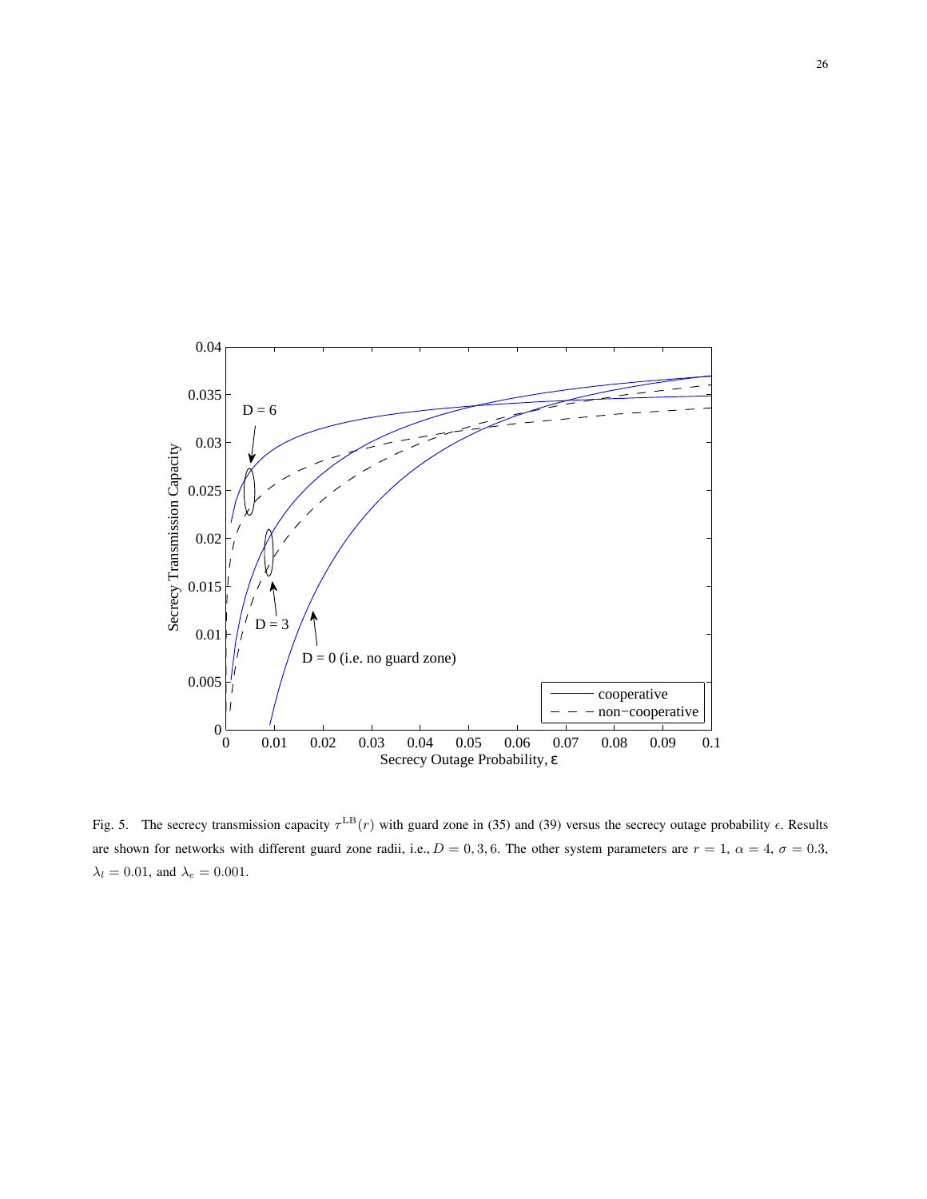0.04

0.035

0.03

0.025

0.02

0.015

0.01

0.005

0

0

0.01

0.02

0.03

0.04

0.05

0.06

0.07

0.08

0.09

0.1

Secrecy Transmission Capacity

Secrecy Outage Probability, ε

D = 6

D = 3

D = 0 (i.e. no guard zone)

cooperative

non−cooperative

Fig. 5. The secrecy transmission capacity $\tau^{\mathrm{LB}}(r)$ with guard zone in (35) and (39) versus the secrecy outage probability $\epsilon$. Results are shown for networks with different guard zone radii, i.e., $D = 0, 3, 6$. The other system parameters are $r = 1$, $\alpha = 4$, $\sigma = 0.3$, $\lambda_l = 0.01$, and $\lambda_e = 0.001$.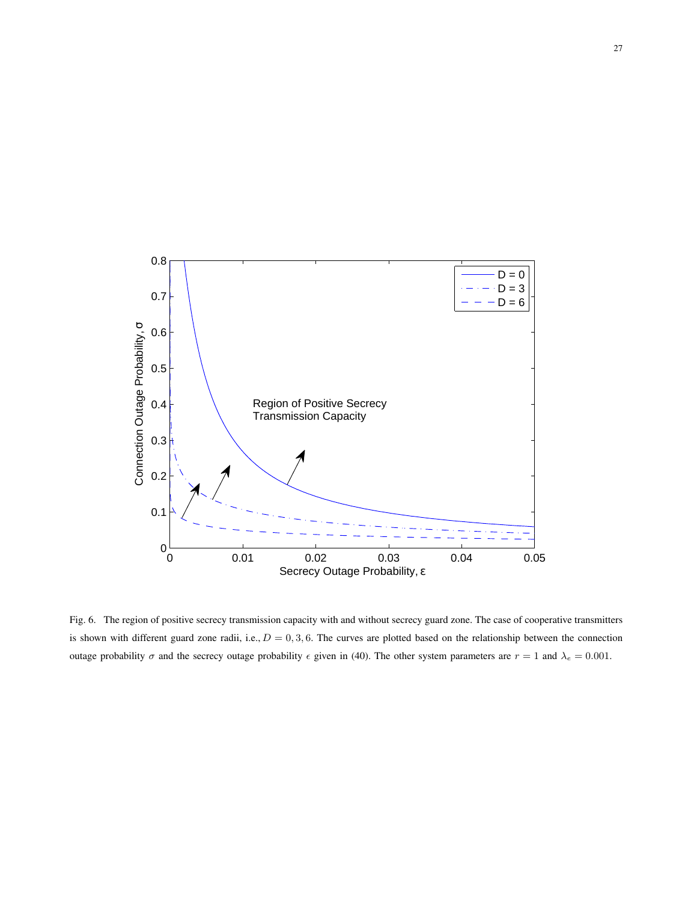0.8
0.7
0.6
0.5
0.4
0.3
0.2
0.1
0

Connection Outage Probability, σ

0
0.01
0.02
0.03
0.04
0.05

Secrecy Outage Probability, ε

D = 0
D = 3
D = 6

Region of Positive Secrecy
Transmission Capacity

Fig. 6. The region of positive secrecy transmission capacity with and without secrecy guard zone. The case of cooperative transmitters is shown with different guard zone radii, i.e., $D = 0, 3, 6$. The curves are plotted based on the relationship between the connection outage probability $\sigma$ and the secrecy outage probability $\epsilon$ given in (40). The other system parameters are $r = 1$ and $\lambda_e = 0.001$.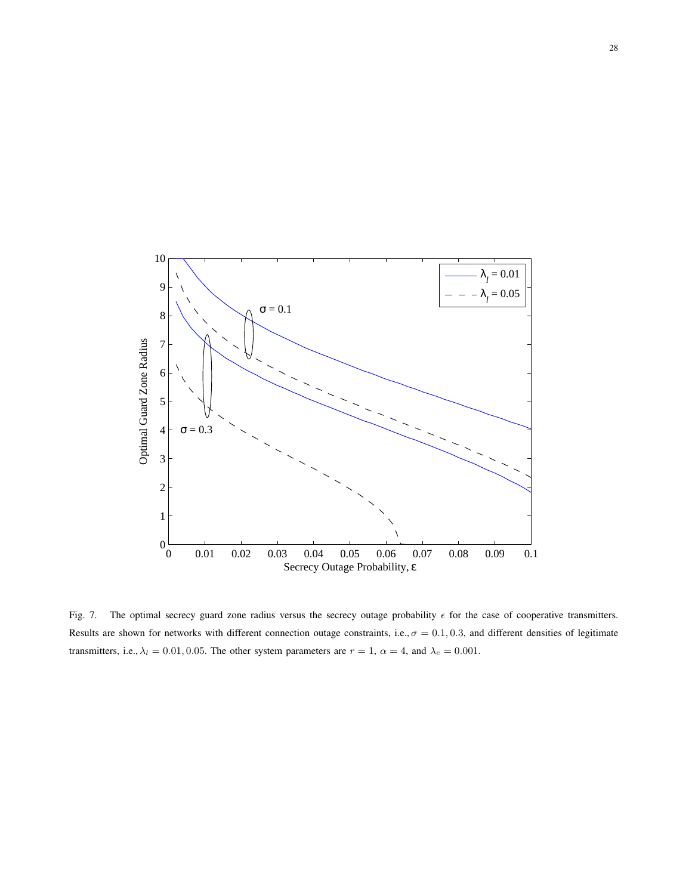Optimal Guard Zone Radius

Secrecy Outage Probability, ε

0 0.01 0.02 0.03 0.04 0.05 0.06 0.07 0.08 0.09 0.1

0 1 2 3 4 5 6 7 8 9 10

λ_l = 0.01

λ_l = 0.05

σ = 0.1

σ = 0.3

Fig. 7. The optimal secrecy guard zone radius versus the secrecy outage probability $\epsilon$ for the case of cooperative transmitters. Results are shown for networks with different connection outage constraints, i.e., $\sigma = 0.1, 0.3$, and different densities of legitimate transmitters, i.e., $\lambda_l = 0.01, 0.05$. The other system parameters are $r = 1$, $\alpha = 4$, and $\lambda_e = 0.001$.